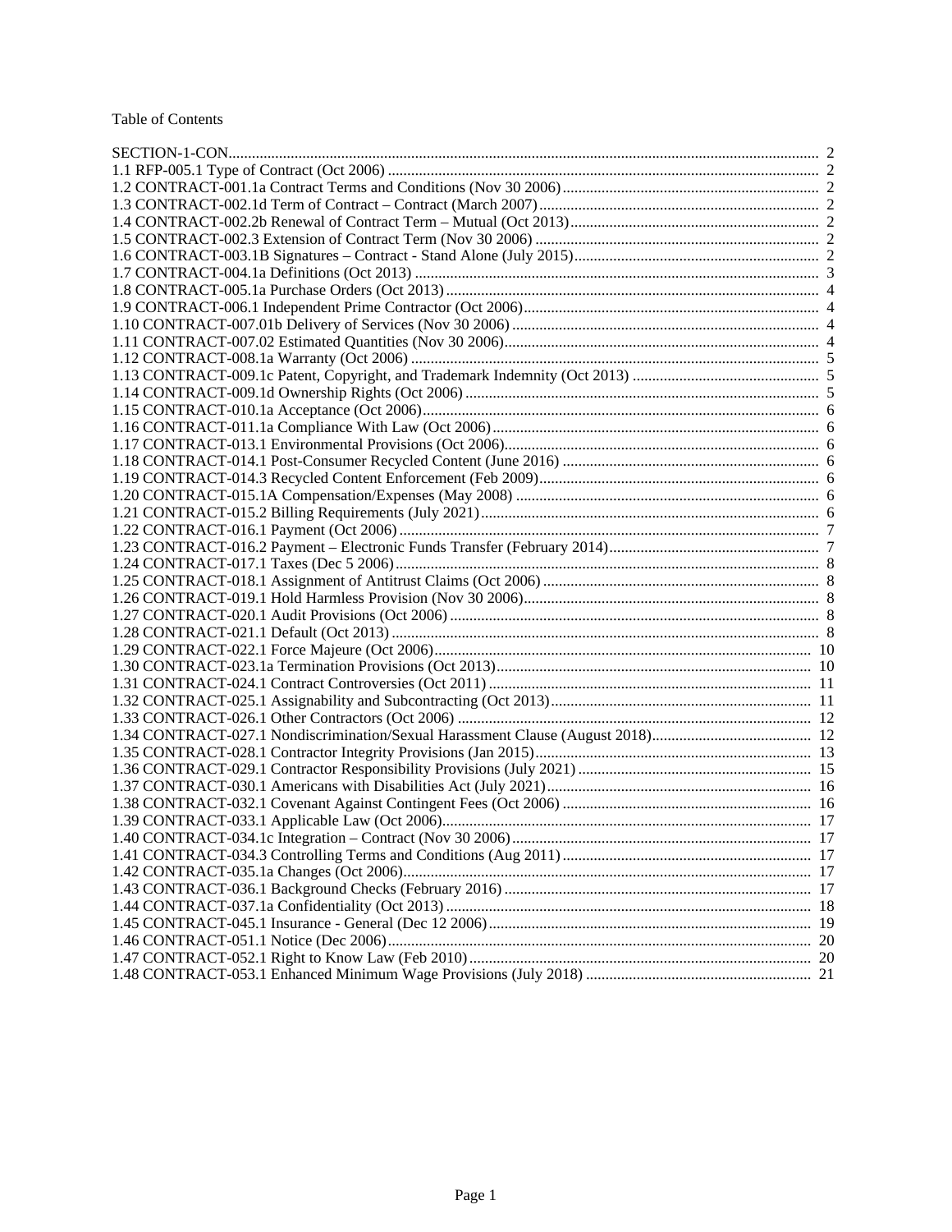Table of Contents

SECTION-1-CON ... 2
1.1 RFP-005.1 Type of Contract (Oct 2006) ... 2
1.2 CONTRACT-001.1a Contract Terms and Conditions (Nov 30 2006) ... 2
1.3 CONTRACT-002.1d Term of Contract – Contract (March 2007) ... 2
1.4 CONTRACT-002.2b Renewal of Contract Term – Mutual (Oct 2013) ... 2
1.5 CONTRACT-002.3 Extension of Contract Term (Nov 30 2006) ... 2
1.6 CONTRACT-003.1B Signatures – Contract - Stand Alone (July 2015) ... 2
1.7 CONTRACT-004.1a Definitions (Oct 2013) ... 3
1.8 CONTRACT-005.1a Purchase Orders (Oct 2013) ... 4
1.9 CONTRACT-006.1 Independent Prime Contractor (Oct 2006) ... 4
1.10 CONTRACT-007.01b Delivery of Services (Nov 30 2006) ... 4
1.11 CONTRACT-007.02 Estimated Quantities (Nov 30 2006) ... 4
1.12 CONTRACT-008.1a Warranty (Oct 2006) ... 5
1.13 CONTRACT-009.1c Patent, Copyright, and Trademark Indemnity (Oct 2013) ... 5
1.14 CONTRACT-009.1d Ownership Rights (Oct 2006) ... 5
1.15 CONTRACT-010.1a Acceptance (Oct 2006) ... 6
1.16 CONTRACT-011.1a Compliance With Law (Oct 2006) ... 6
1.17 CONTRACT-013.1 Environmental Provisions (Oct 2006) ... 6
1.18 CONTRACT-014.1 Post-Consumer Recycled Content (June 2016) ... 6
1.19 CONTRACT-014.3 Recycled Content Enforcement (Feb 2009) ... 6
1.20 CONTRACT-015.1A Compensation/Expenses (May 2008) ... 6
1.21 CONTRACT-015.2 Billing Requirements (July 2021) ... 6
1.22 CONTRACT-016.1 Payment (Oct 2006) ... 7
1.23 CONTRACT-016.2 Payment – Electronic Funds Transfer (February 2014) ... 7
1.24 CONTRACT-017.1 Taxes (Dec 5 2006) ... 8
1.25 CONTRACT-018.1 Assignment of Antitrust Claims (Oct 2006) ... 8
1.26 CONTRACT-019.1 Hold Harmless Provision (Nov 30 2006) ... 8
1.27 CONTRACT-020.1 Audit Provisions (Oct 2006) ... 8
1.28 CONTRACT-021.1 Default (Oct 2013) ... 8
1.29 CONTRACT-022.1 Force Majeure (Oct 2006) ... 10
1.30 CONTRACT-023.1a Termination Provisions (Oct 2013) ... 10
1.31 CONTRACT-024.1 Contract Controversies (Oct 2011) ... 11
1.32 CONTRACT-025.1 Assignability and Subcontracting (Oct 2013) ... 11
1.33 CONTRACT-026.1 Other Contractors (Oct 2006) ... 12
1.34 CONTRACT-027.1 Nondiscrimination/Sexual Harassment Clause (August 2018) ... 12
1.35 CONTRACT-028.1 Contractor Integrity Provisions (Jan 2015) ... 13
1.36 CONTRACT-029.1 Contractor Responsibility Provisions (July 2021) ... 15
1.37 CONTRACT-030.1 Americans with Disabilities Act (July 2021) ... 16
1.38 CONTRACT-032.1 Covenant Against Contingent Fees (Oct 2006) ... 16
1.39 CONTRACT-033.1 Applicable Law (Oct 2006) ... 17
1.40 CONTRACT-034.1c Integration – Contract (Nov 30 2006) ... 17
1.41 CONTRACT-034.3 Controlling Terms and Conditions (Aug 2011) ... 17
1.42 CONTRACT-035.1a Changes (Oct 2006) ... 17
1.43 CONTRACT-036.1 Background Checks (February 2016) ... 17
1.44 CONTRACT-037.1a Confidentiality (Oct 2013) ... 18
1.45 CONTRACT-045.1 Insurance - General (Dec 12 2006) ... 19
1.46 CONTRACT-051.1 Notice (Dec 2006) ... 20
1.47 CONTRACT-052.1 Right to Know Law (Feb 2010) ... 20
1.48 CONTRACT-053.1 Enhanced Minimum Wage Provisions (July 2018) ... 21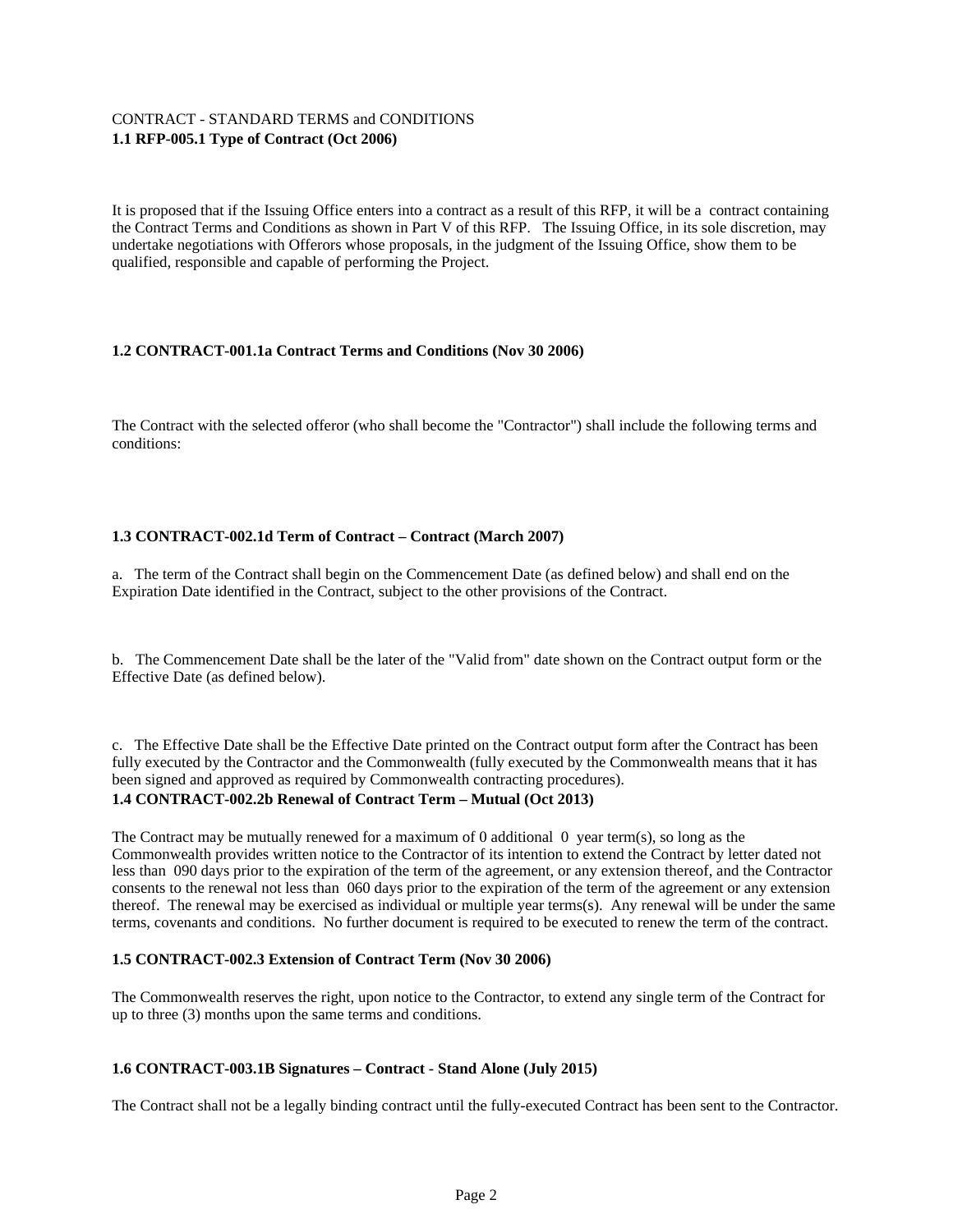CONTRACT - STANDARD TERMS and CONDITIONS

**1.1 RFP-005.1 Type of Contract (Oct 2006)**

It is proposed that if the Issuing Office enters into a contract as a result of this RFP, it will be a contract containing the Contract Terms and Conditions as shown in Part V of this RFP. The Issuing Office, in its sole discretion, may undertake negotiations with Offerors whose proposals, in the judgment of the Issuing Office, show them to be qualified, responsible and capable of performing the Project.

**1.2 CONTRACT-001.1a Contract Terms and Conditions (Nov 30 2006)**

The Contract with the selected offeror (who shall become the "Contractor") shall include the following terms and conditions:

**1.3 CONTRACT-002.1d Term of Contract – Contract (March 2007)**

a. The term of the Contract shall begin on the Commencement Date (as defined below) and shall end on the Expiration Date identified in the Contract, subject to the other provisions of the Contract.

b. The Commencement Date shall be the later of the "Valid from" date shown on the Contract output form or the Effective Date (as defined below).

c. The Effective Date shall be the Effective Date printed on the Contract output form after the Contract has been fully executed by the Contractor and the Commonwealth (fully executed by the Commonwealth means that it has been signed and approved as required by Commonwealth contracting procedures).

**1.4 CONTRACT-002.2b Renewal of Contract Term – Mutual (Oct 2013)**

The Contract may be mutually renewed for a maximum of 0 additional 0 year term(s), so long as the Commonwealth provides written notice to the Contractor of its intention to extend the Contract by letter dated not less than 090 days prior to the expiration of the term of the agreement, or any extension thereof, and the Contractor consents to the renewal not less than 060 days prior to the expiration of the term of the agreement or any extension thereof. The renewal may be exercised as individual or multiple year terms(s). Any renewal will be under the same terms, covenants and conditions. No further document is required to be executed to renew the term of the contract.

**1.5 CONTRACT-002.3 Extension of Contract Term (Nov 30 2006)**

The Commonwealth reserves the right, upon notice to the Contractor, to extend any single term of the Contract for up to three (3) months upon the same terms and conditions.

**1.6 CONTRACT-003.1B Signatures – Contract - Stand Alone (July 2015)**

The Contract shall not be a legally binding contract until the fully-executed Contract has been sent to the Contractor.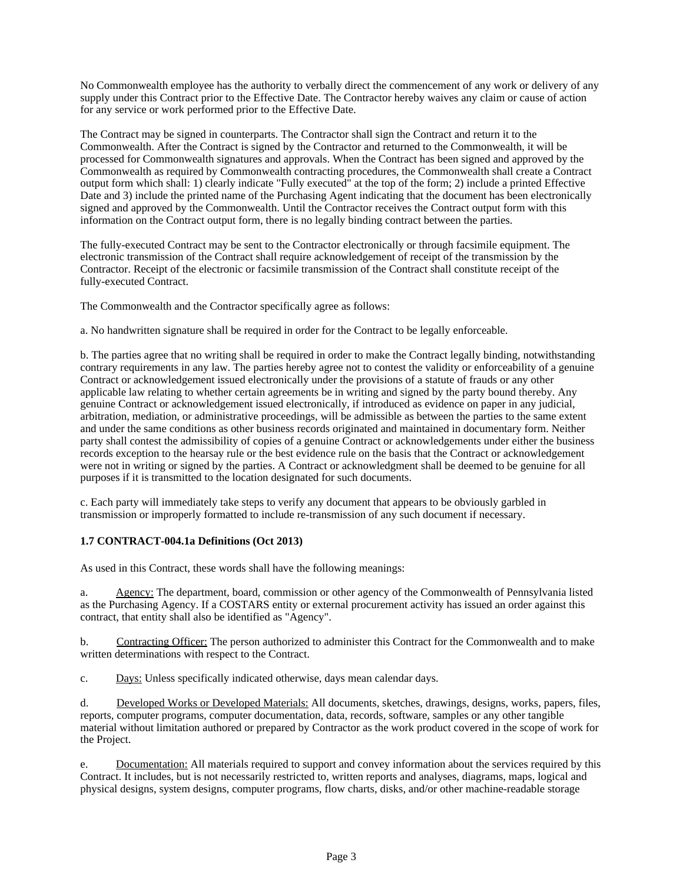No Commonwealth employee has the authority to verbally direct the commencement of any work or delivery of any supply under this Contract prior to the Effective Date. The Contractor hereby waives any claim or cause of action for any service or work performed prior to the Effective Date.

The Contract may be signed in counterparts. The Contractor shall sign the Contract and return it to the Commonwealth. After the Contract is signed by the Contractor and returned to the Commonwealth, it will be processed for Commonwealth signatures and approvals. When the Contract has been signed and approved by the Commonwealth as required by Commonwealth contracting procedures, the Commonwealth shall create a Contract output form which shall: 1) clearly indicate "Fully executed" at the top of the form; 2) include a printed Effective Date and 3) include the printed name of the Purchasing Agent indicating that the document has been electronically signed and approved by the Commonwealth. Until the Contractor receives the Contract output form with this information on the Contract output form, there is no legally binding contract between the parties.

The fully-executed Contract may be sent to the Contractor electronically or through facsimile equipment. The electronic transmission of the Contract shall require acknowledgement of receipt of the transmission by the Contractor. Receipt of the electronic or facsimile transmission of the Contract shall constitute receipt of the fully-executed Contract.

The Commonwealth and the Contractor specifically agree as follows:

a. No handwritten signature shall be required in order for the Contract to be legally enforceable.

b. The parties agree that no writing shall be required in order to make the Contract legally binding, notwithstanding contrary requirements in any law. The parties hereby agree not to contest the validity or enforceability of a genuine Contract or acknowledgement issued electronically under the provisions of a statute of frauds or any other applicable law relating to whether certain agreements be in writing and signed by the party bound thereby. Any genuine Contract or acknowledgement issued electronically, if introduced as evidence on paper in any judicial, arbitration, mediation, or administrative proceedings, will be admissible as between the parties to the same extent and under the same conditions as other business records originated and maintained in documentary form. Neither party shall contest the admissibility of copies of a genuine Contract or acknowledgements under either the business records exception to the hearsay rule or the best evidence rule on the basis that the Contract or acknowledgement were not in writing or signed by the parties. A Contract or acknowledgment shall be deemed to be genuine for all purposes if it is transmitted to the location designated for such documents.

c. Each party will immediately take steps to verify any document that appears to be obviously garbled in transmission or improperly formatted to include re-transmission of any such document if necessary.

**1.7 CONTRACT-004.1a Definitions (Oct 2013)**

As used in this Contract, these words shall have the following meanings:

a. Agency: The department, board, commission or other agency of the Commonwealth of Pennsylvania listed as the Purchasing Agency. If a COSTARS entity or external procurement activity has issued an order against this contract, that entity shall also be identified as "Agency".

b. Contracting Officer: The person authorized to administer this Contract for the Commonwealth and to make written determinations with respect to the Contract.

c. Days: Unless specifically indicated otherwise, days mean calendar days.

d. Developed Works or Developed Materials: All documents, sketches, drawings, designs, works, papers, files, reports, computer programs, computer documentation, data, records, software, samples or any other tangible material without limitation authored or prepared by Contractor as the work product covered in the scope of work for the Project.

e. Documentation: All materials required to support and convey information about the services required by this Contract. It includes, but is not necessarily restricted to, written reports and analyses, diagrams, maps, logical and physical designs, system designs, computer programs, flow charts, disks, and/or other machine-readable storage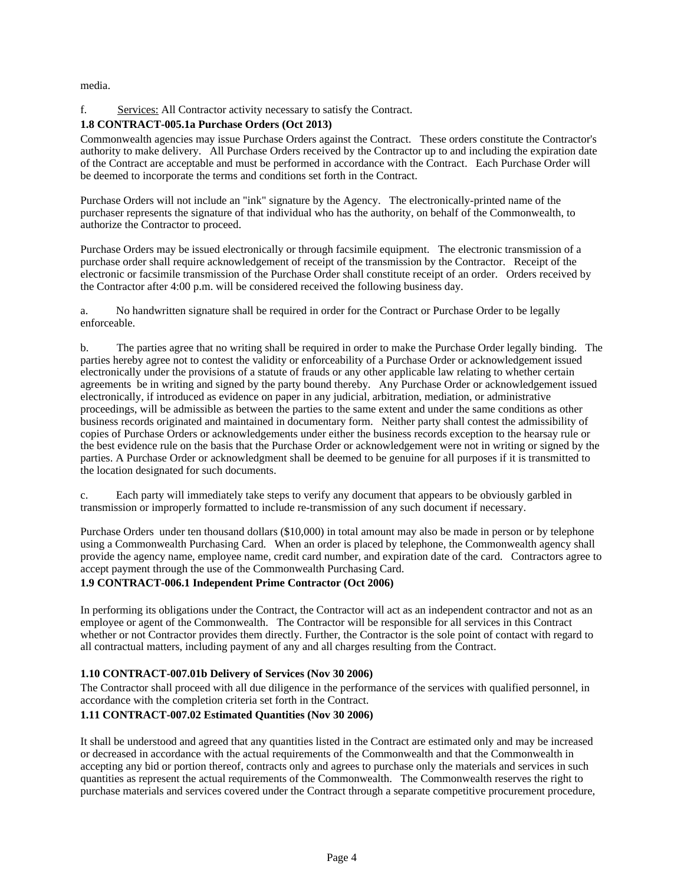media.

f. Services: All Contractor activity necessary to satisfy the Contract.

**1.8 CONTRACT-005.1a Purchase Orders (Oct 2013)**

Commonwealth agencies may issue Purchase Orders against the Contract. These orders constitute the Contractor's authority to make delivery. All Purchase Orders received by the Contractor up to and including the expiration date of the Contract are acceptable and must be performed in accordance with the Contract. Each Purchase Order will be deemed to incorporate the terms and conditions set forth in the Contract.

Purchase Orders will not include an "ink" signature by the Agency. The electronically-printed name of the purchaser represents the signature of that individual who has the authority, on behalf of the Commonwealth, to authorize the Contractor to proceed.

Purchase Orders may be issued electronically or through facsimile equipment. The electronic transmission of a purchase order shall require acknowledgement of receipt of the transmission by the Contractor. Receipt of the electronic or facsimile transmission of the Purchase Order shall constitute receipt of an order. Orders received by the Contractor after 4:00 p.m. will be considered received the following business day.

a. No handwritten signature shall be required in order for the Contract or Purchase Order to be legally enforceable.

b. The parties agree that no writing shall be required in order to make the Purchase Order legally binding. The parties hereby agree not to contest the validity or enforceability of a Purchase Order or acknowledgement issued electronically under the provisions of a statute of frauds or any other applicable law relating to whether certain agreements be in writing and signed by the party bound thereby. Any Purchase Order or acknowledgement issued electronically, if introduced as evidence on paper in any judicial, arbitration, mediation, or administrative proceedings, will be admissible as between the parties to the same extent and under the same conditions as other business records originated and maintained in documentary form. Neither party shall contest the admissibility of copies of Purchase Orders or acknowledgements under either the business records exception to the hearsay rule or the best evidence rule on the basis that the Purchase Order or acknowledgement were not in writing or signed by the parties. A Purchase Order or acknowledgment shall be deemed to be genuine for all purposes if it is transmitted to the location designated for such documents.

c. Each party will immediately take steps to verify any document that appears to be obviously garbled in transmission or improperly formatted to include re-transmission of any such document if necessary.

Purchase Orders under ten thousand dollars ($10,000) in total amount may also be made in person or by telephone using a Commonwealth Purchasing Card. When an order is placed by telephone, the Commonwealth agency shall provide the agency name, employee name, credit card number, and expiration date of the card. Contractors agree to accept payment through the use of the Commonwealth Purchasing Card.

**1.9 CONTRACT-006.1 Independent Prime Contractor (Oct 2006)**

In performing its obligations under the Contract, the Contractor will act as an independent contractor and not as an employee or agent of the Commonwealth. The Contractor will be responsible for all services in this Contract whether or not Contractor provides them directly. Further, the Contractor is the sole point of contact with regard to all contractual matters, including payment of any and all charges resulting from the Contract.

**1.10 CONTRACT-007.01b Delivery of Services (Nov 30 2006)**

The Contractor shall proceed with all due diligence in the performance of the services with qualified personnel, in accordance with the completion criteria set forth in the Contract.

**1.11 CONTRACT-007.02 Estimated Quantities (Nov 30 2006)**

It shall be understood and agreed that any quantities listed in the Contract are estimated only and may be increased or decreased in accordance with the actual requirements of the Commonwealth and that the Commonwealth in accepting any bid or portion thereof, contracts only and agrees to purchase only the materials and services in such quantities as represent the actual requirements of the Commonwealth. The Commonwealth reserves the right to purchase materials and services covered under the Contract through a separate competitive procurement procedure,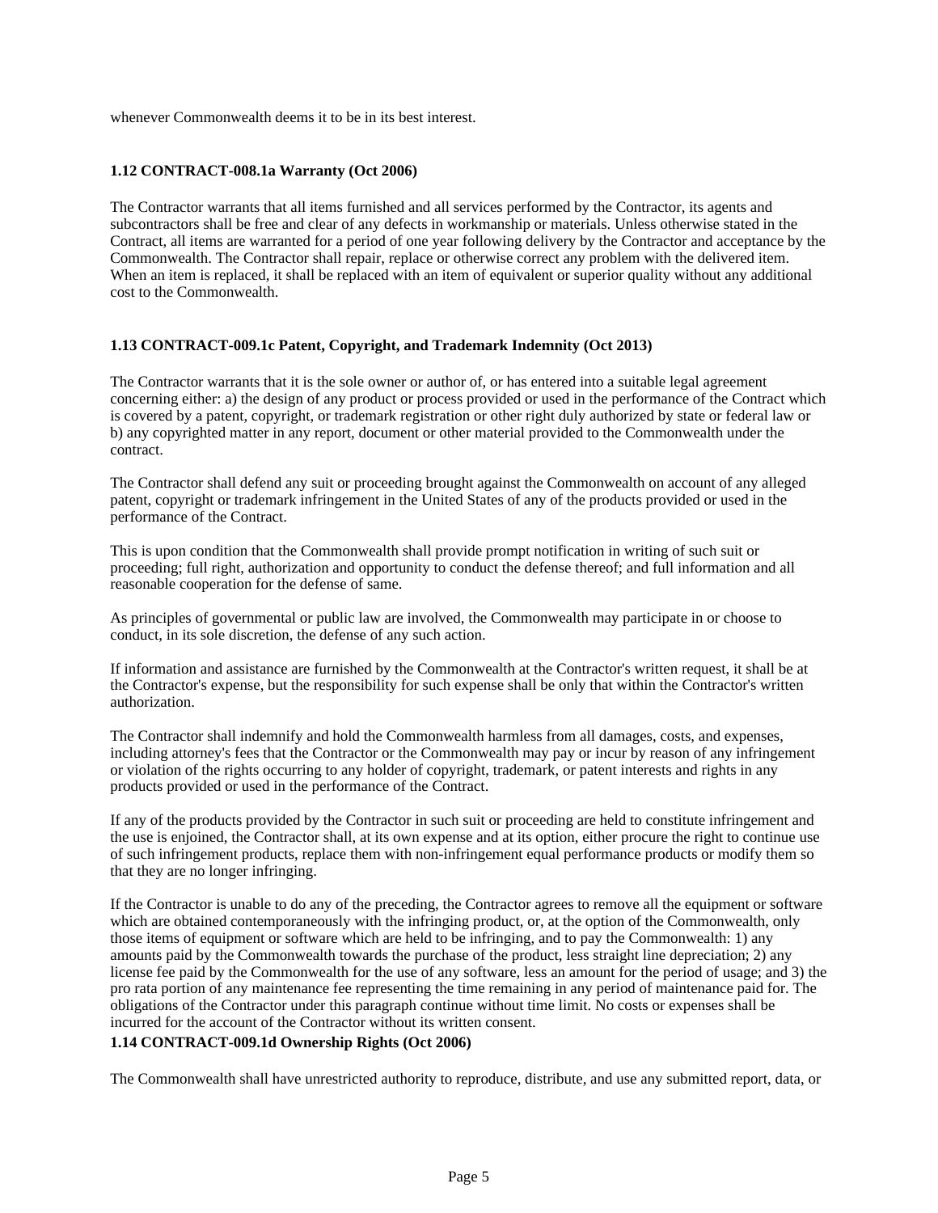whenever Commonwealth deems it to be in its best interest.

### 1.12 CONTRACT-008.1a Warranty (Oct 2006)

The Contractor warrants that all items furnished and all services performed by the Contractor, its agents and subcontractors shall be free and clear of any defects in workmanship or materials. Unless otherwise stated in the Contract, all items are warranted for a period of one year following delivery by the Contractor and acceptance by the Commonwealth. The Contractor shall repair, replace or otherwise correct any problem with the delivered item. When an item is replaced, it shall be replaced with an item of equivalent or superior quality without any additional cost to the Commonwealth.

### 1.13 CONTRACT-009.1c Patent, Copyright, and Trademark Indemnity (Oct 2013)

The Contractor warrants that it is the sole owner or author of, or has entered into a suitable legal agreement concerning either: a) the design of any product or process provided or used in the performance of the Contract which is covered by a patent, copyright, or trademark registration or other right duly authorized by state or federal law or b) any copyrighted matter in any report, document or other material provided to the Commonwealth under the contract.

The Contractor shall defend any suit or proceeding brought against the Commonwealth on account of any alleged patent, copyright or trademark infringement in the United States of any of the products provided or used in the performance of the Contract.

This is upon condition that the Commonwealth shall provide prompt notification in writing of such suit or proceeding; full right, authorization and opportunity to conduct the defense thereof; and full information and all reasonable cooperation for the defense of same.

As principles of governmental or public law are involved, the Commonwealth may participate in or choose to conduct, in its sole discretion, the defense of any such action.

If information and assistance are furnished by the Commonwealth at the Contractor's written request, it shall be at the Contractor's expense, but the responsibility for such expense shall be only that within the Contractor's written authorization.

The Contractor shall indemnify and hold the Commonwealth harmless from all damages, costs, and expenses, including attorney's fees that the Contractor or the Commonwealth may pay or incur by reason of any infringement or violation of the rights occurring to any holder of copyright, trademark, or patent interests and rights in any products provided or used in the performance of the Contract.

If any of the products provided by the Contractor in such suit or proceeding are held to constitute infringement and the use is enjoined, the Contractor shall, at its own expense and at its option, either procure the right to continue use of such infringement products, replace them with non-infringement equal performance products or modify them so that they are no longer infringing.

If the Contractor is unable to do any of the preceding, the Contractor agrees to remove all the equipment or software which are obtained contemporaneously with the infringing product, or, at the option of the Commonwealth, only those items of equipment or software which are held to be infringing, and to pay the Commonwealth: 1) any amounts paid by the Commonwealth towards the purchase of the product, less straight line depreciation; 2) any license fee paid by the Commonwealth for the use of any software, less an amount for the period of usage; and 3) the pro rata portion of any maintenance fee representing the time remaining in any period of maintenance paid for. The obligations of the Contractor under this paragraph continue without time limit. No costs or expenses shall be incurred for the account of the Contractor without its written consent.

### 1.14 CONTRACT-009.1d Ownership Rights (Oct 2006)

The Commonwealth shall have unrestricted authority to reproduce, distribute, and use any submitted report, data, or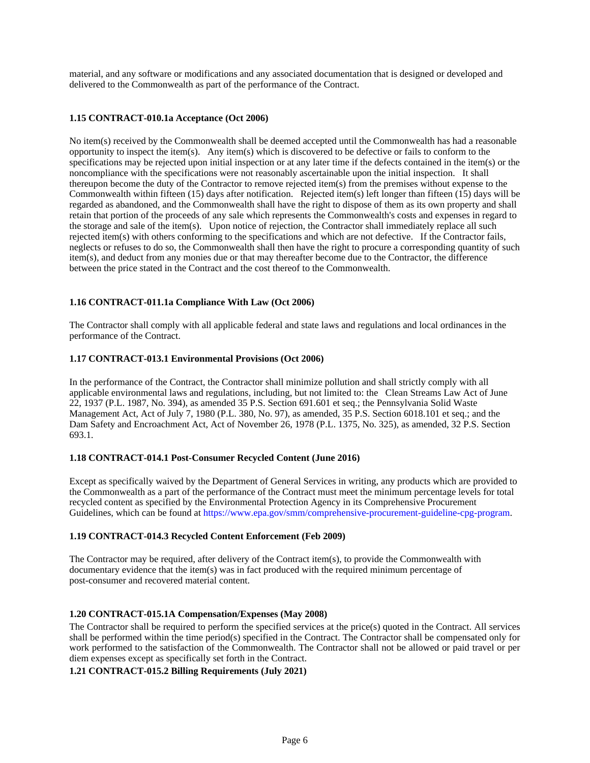material, and any software or modifications and any associated documentation that is designed or developed and delivered to the Commonwealth as part of the performance of the Contract.

### 1.15 CONTRACT-010.1a Acceptance (Oct 2006)

No item(s) received by the Commonwealth shall be deemed accepted until the Commonwealth has had a reasonable opportunity to inspect the item(s). Any item(s) which is discovered to be defective or fails to conform to the specifications may be rejected upon initial inspection or at any later time if the defects contained in the item(s) or the noncompliance with the specifications were not reasonably ascertainable upon the initial inspection. It shall thereupon become the duty of the Contractor to remove rejected item(s) from the premises without expense to the Commonwealth within fifteen (15) days after notification. Rejected item(s) left longer than fifteen (15) days will be regarded as abandoned, and the Commonwealth shall have the right to dispose of them as its own property and shall retain that portion of the proceeds of any sale which represents the Commonwealth's costs and expenses in regard to the storage and sale of the item(s). Upon notice of rejection, the Contractor shall immediately replace all such rejected item(s) with others conforming to the specifications and which are not defective. If the Contractor fails, neglects or refuses to do so, the Commonwealth shall then have the right to procure a corresponding quantity of such item(s), and deduct from any monies due or that may thereafter become due to the Contractor, the difference between the price stated in the Contract and the cost thereof to the Commonwealth.

### 1.16 CONTRACT-011.1a Compliance With Law (Oct 2006)

The Contractor shall comply with all applicable federal and state laws and regulations and local ordinances in the performance of the Contract.

### 1.17 CONTRACT-013.1 Environmental Provisions (Oct 2006)

In the performance of the Contract, the Contractor shall minimize pollution and shall strictly comply with all applicable environmental laws and regulations, including, but not limited to: the Clean Streams Law Act of June 22, 1937 (P.L. 1987, No. 394), as amended 35 P.S. Section 691.601 et seq.; the Pennsylvania Solid Waste Management Act, Act of July 7, 1980 (P.L. 380, No. 97), as amended, 35 P.S. Section 6018.101 et seq.; and the Dam Safety and Encroachment Act, Act of November 26, 1978 (P.L. 1375, No. 325), as amended, 32 P.S. Section 693.1.

### 1.18 CONTRACT-014.1 Post-Consumer Recycled Content (June 2016)

Except as specifically waived by the Department of General Services in writing, any products which are provided to the Commonwealth as a part of the performance of the Contract must meet the minimum percentage levels for total recycled content as specified by the Environmental Protection Agency in its Comprehensive Procurement Guidelines, which can be found at https://www.epa.gov/smm/comprehensive-procurement-guideline-cpg-program.

### 1.19 CONTRACT-014.3 Recycled Content Enforcement (Feb 2009)

The Contractor may be required, after delivery of the Contract item(s), to provide the Commonwealth with documentary evidence that the item(s) was in fact produced with the required minimum percentage of post-consumer and recovered material content.

### 1.20 CONTRACT-015.1A Compensation/Expenses (May 2008)

The Contractor shall be required to perform the specified services at the price(s) quoted in the Contract. All services shall be performed within the time period(s) specified in the Contract. The Contractor shall be compensated only for work performed to the satisfaction of the Commonwealth. The Contractor shall not be allowed or paid travel or per diem expenses except as specifically set forth in the Contract.

### 1.21 CONTRACT-015.2 Billing Requirements (July 2021)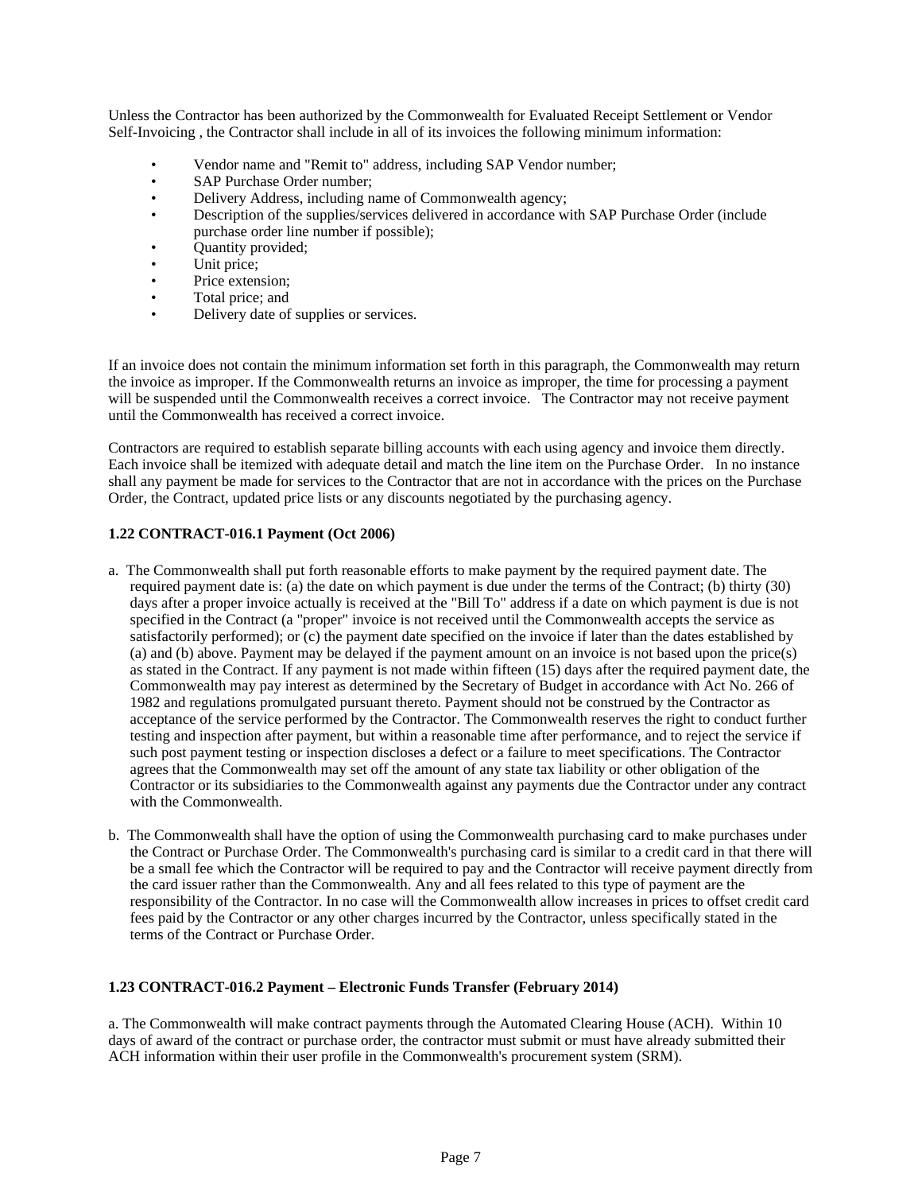Unless the Contractor has been authorized by the Commonwealth for Evaluated Receipt Settlement or Vendor Self-Invoicing , the Contractor shall include in all of its invoices the following minimum information:

- Vendor name and "Remit to" address, including SAP Vendor number;
- SAP Purchase Order number;
- Delivery Address, including name of Commonwealth agency;
- Description of the supplies/services delivered in accordance with SAP Purchase Order (include purchase order line number if possible);
- Quantity provided;
- Unit price;
- Price extension;
- Total price; and
- Delivery date of supplies or services.

If an invoice does not contain the minimum information set forth in this paragraph, the Commonwealth may return the invoice as improper. If the Commonwealth returns an invoice as improper, the time for processing a payment will be suspended until the Commonwealth receives a correct invoice. The Contractor may not receive payment until the Commonwealth has received a correct invoice.

Contractors are required to establish separate billing accounts with each using agency and invoice them directly. Each invoice shall be itemized with adequate detail and match the line item on the Purchase Order. In no instance shall any payment be made for services to the Contractor that are not in accordance with the prices on the Purchase Order, the Contract, updated price lists or any discounts negotiated by the purchasing agency.

**1.22 CONTRACT-016.1 Payment (Oct 2006)**

a. The Commonwealth shall put forth reasonable efforts to make payment by the required payment date. The required payment date is: (a) the date on which payment is due under the terms of the Contract; (b) thirty (30) days after a proper invoice actually is received at the "Bill To" address if a date on which payment is due is not specified in the Contract (a "proper" invoice is not received until the Commonwealth accepts the service as satisfactorily performed); or (c) the payment date specified on the invoice if later than the dates established by (a) and (b) above. Payment may be delayed if the payment amount on an invoice is not based upon the price(s) as stated in the Contract. If any payment is not made within fifteen (15) days after the required payment date, the Commonwealth may pay interest as determined by the Secretary of Budget in accordance with Act No. 266 of 1982 and regulations promulgated pursuant thereto. Payment should not be construed by the Contractor as acceptance of the service performed by the Contractor. The Commonwealth reserves the right to conduct further testing and inspection after payment, but within a reasonable time after performance, and to reject the service if such post payment testing or inspection discloses a defect or a failure to meet specifications. The Contractor agrees that the Commonwealth may set off the amount of any state tax liability or other obligation of the Contractor or its subsidiaries to the Commonwealth against any payments due the Contractor under any contract with the Commonwealth.

b. The Commonwealth shall have the option of using the Commonwealth purchasing card to make purchases under the Contract or Purchase Order. The Commonwealth's purchasing card is similar to a credit card in that there will be a small fee which the Contractor will be required to pay and the Contractor will receive payment directly from the card issuer rather than the Commonwealth. Any and all fees related to this type of payment are the responsibility of the Contractor. In no case will the Commonwealth allow increases in prices to offset credit card fees paid by the Contractor or any other charges incurred by the Contractor, unless specifically stated in the terms of the Contract or Purchase Order.

**1.23 CONTRACT-016.2 Payment – Electronic Funds Transfer (February 2014)**

a. The Commonwealth will make contract payments through the Automated Clearing House (ACH). Within 10 days of award of the contract or purchase order, the contractor must submit or must have already submitted their ACH information within their user profile in the Commonwealth's procurement system (SRM).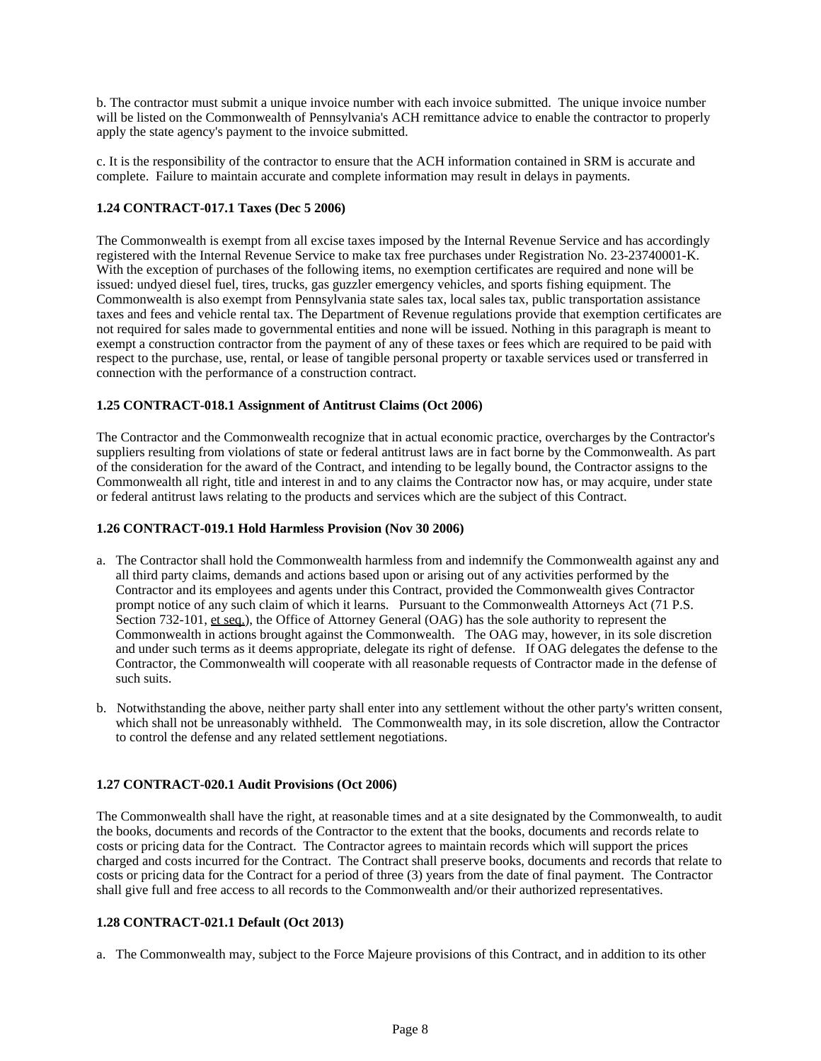b. The contractor must submit a unique invoice number with each invoice submitted. The unique invoice number will be listed on the Commonwealth of Pennsylvania's ACH remittance advice to enable the contractor to properly apply the state agency's payment to the invoice submitted.

c. It is the responsibility of the contractor to ensure that the ACH information contained in SRM is accurate and complete. Failure to maintain accurate and complete information may result in delays in payments.

**1.24 CONTRACT-017.1 Taxes (Dec 5 2006)**

The Commonwealth is exempt from all excise taxes imposed by the Internal Revenue Service and has accordingly registered with the Internal Revenue Service to make tax free purchases under Registration No. 23-23740001-K. With the exception of purchases of the following items, no exemption certificates are required and none will be issued: undyed diesel fuel, tires, trucks, gas guzzler emergency vehicles, and sports fishing equipment. The Commonwealth is also exempt from Pennsylvania state sales tax, local sales tax, public transportation assistance taxes and fees and vehicle rental tax. The Department of Revenue regulations provide that exemption certificates are not required for sales made to governmental entities and none will be issued. Nothing in this paragraph is meant to exempt a construction contractor from the payment of any of these taxes or fees which are required to be paid with respect to the purchase, use, rental, or lease of tangible personal property or taxable services used or transferred in connection with the performance of a construction contract.

**1.25 CONTRACT-018.1 Assignment of Antitrust Claims (Oct 2006)**

The Contractor and the Commonwealth recognize that in actual economic practice, overcharges by the Contractor's suppliers resulting from violations of state or federal antitrust laws are in fact borne by the Commonwealth. As part of the consideration for the award of the Contract, and intending to be legally bound, the Contractor assigns to the Commonwealth all right, title and interest in and to any claims the Contractor now has, or may acquire, under state or federal antitrust laws relating to the products and services which are the subject of this Contract.

**1.26 CONTRACT-019.1 Hold Harmless Provision (Nov 30 2006)**

a. The Contractor shall hold the Commonwealth harmless from and indemnify the Commonwealth against any and all third party claims, demands and actions based upon or arising out of any activities performed by the Contractor and its employees and agents under this Contract, provided the Commonwealth gives Contractor prompt notice of any such claim of which it learns. Pursuant to the Commonwealth Attorneys Act (71 P.S. Section 732-101, et seq.), the Office of Attorney General (OAG) has the sole authority to represent the Commonwealth in actions brought against the Commonwealth. The OAG may, however, in its sole discretion and under such terms as it deems appropriate, delegate its right of defense. If OAG delegates the defense to the Contractor, the Commonwealth will cooperate with all reasonable requests of Contractor made in the defense of such suits.

b. Notwithstanding the above, neither party shall enter into any settlement without the other party's written consent, which shall not be unreasonably withheld. The Commonwealth may, in its sole discretion, allow the Contractor to control the defense and any related settlement negotiations.

**1.27 CONTRACT-020.1 Audit Provisions (Oct 2006)**

The Commonwealth shall have the right, at reasonable times and at a site designated by the Commonwealth, to audit the books, documents and records of the Contractor to the extent that the books, documents and records relate to costs or pricing data for the Contract. The Contractor agrees to maintain records which will support the prices charged and costs incurred for the Contract. The Contract shall preserve books, documents and records that relate to costs or pricing data for the Contract for a period of three (3) years from the date of final payment. The Contractor shall give full and free access to all records to the Commonwealth and/or their authorized representatives.

**1.28 CONTRACT-021.1 Default (Oct 2013)**

a. The Commonwealth may, subject to the Force Majeure provisions of this Contract, and in addition to its other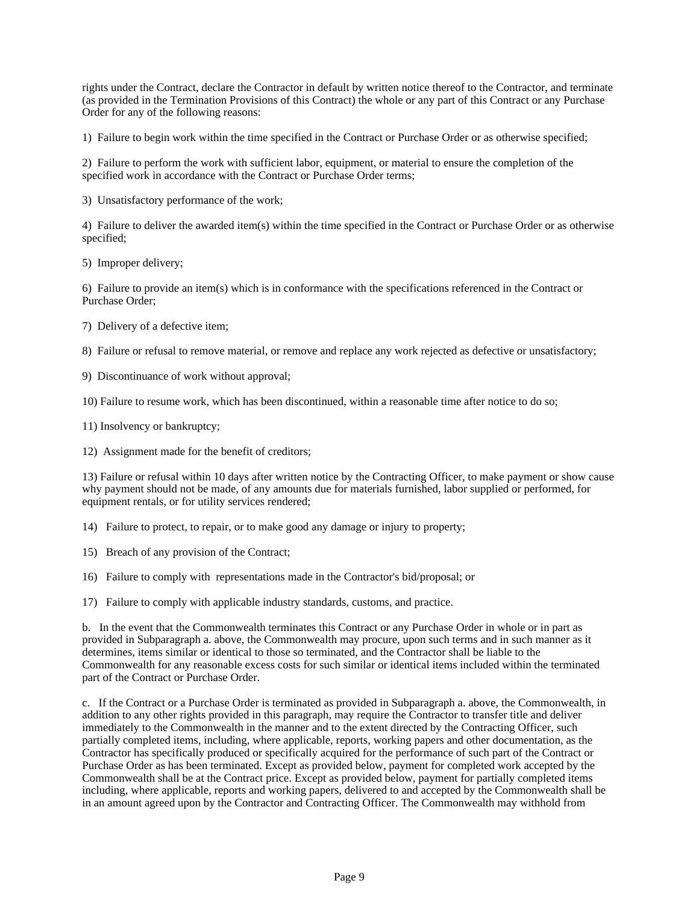rights under the Contract, declare the Contractor in default by written notice thereof to the Contractor, and terminate (as provided in the Termination Provisions of this Contract) the whole or any part of this Contract or any Purchase Order for any of the following reasons:

1) Failure to begin work within the time specified in the Contract or Purchase Order or as otherwise specified;

2) Failure to perform the work with sufficient labor, equipment, or material to ensure the completion of the specified work in accordance with the Contract or Purchase Order terms;

3) Unsatisfactory performance of the work;

4) Failure to deliver the awarded item(s) within the time specified in the Contract or Purchase Order or as otherwise specified;

5) Improper delivery;

6) Failure to provide an item(s) which is in conformance with the specifications referenced in the Contract or Purchase Order;

7) Delivery of a defective item;

8) Failure or refusal to remove material, or remove and replace any work rejected as defective or unsatisfactory;

9) Discontinuance of work without approval;

10) Failure to resume work, which has been discontinued, within a reasonable time after notice to do so;

11) Insolvency or bankruptcy;

12) Assignment made for the benefit of creditors;

13) Failure or refusal within 10 days after written notice by the Contracting Officer, to make payment or show cause why payment should not be made, of any amounts due for materials furnished, labor supplied or performed, for equipment rentals, or for utility services rendered;

14) Failure to protect, to repair, or to make good any damage or injury to property;

15) Breach of any provision of the Contract;

16) Failure to comply with representations made in the Contractor's bid/proposal; or

17) Failure to comply with applicable industry standards, customs, and practice.

b. In the event that the Commonwealth terminates this Contract or any Purchase Order in whole or in part as provided in Subparagraph a. above, the Commonwealth may procure, upon such terms and in such manner as it determines, items similar or identical to those so terminated, and the Contractor shall be liable to the Commonwealth for any reasonable excess costs for such similar or identical items included within the terminated part of the Contract or Purchase Order.

c. If the Contract or a Purchase Order is terminated as provided in Subparagraph a. above, the Commonwealth, in addition to any other rights provided in this paragraph, may require the Contractor to transfer title and deliver immediately to the Commonwealth in the manner and to the extent directed by the Contracting Officer, such partially completed items, including, where applicable, reports, working papers and other documentation, as the Contractor has specifically produced or specifically acquired for the performance of such part of the Contract or Purchase Order as has been terminated. Except as provided below, payment for completed work accepted by the Commonwealth shall be at the Contract price. Except as provided below, payment for partially completed items including, where applicable, reports and working papers, delivered to and accepted by the Commonwealth shall be in an amount agreed upon by the Contractor and Contracting Officer. The Commonwealth may withhold from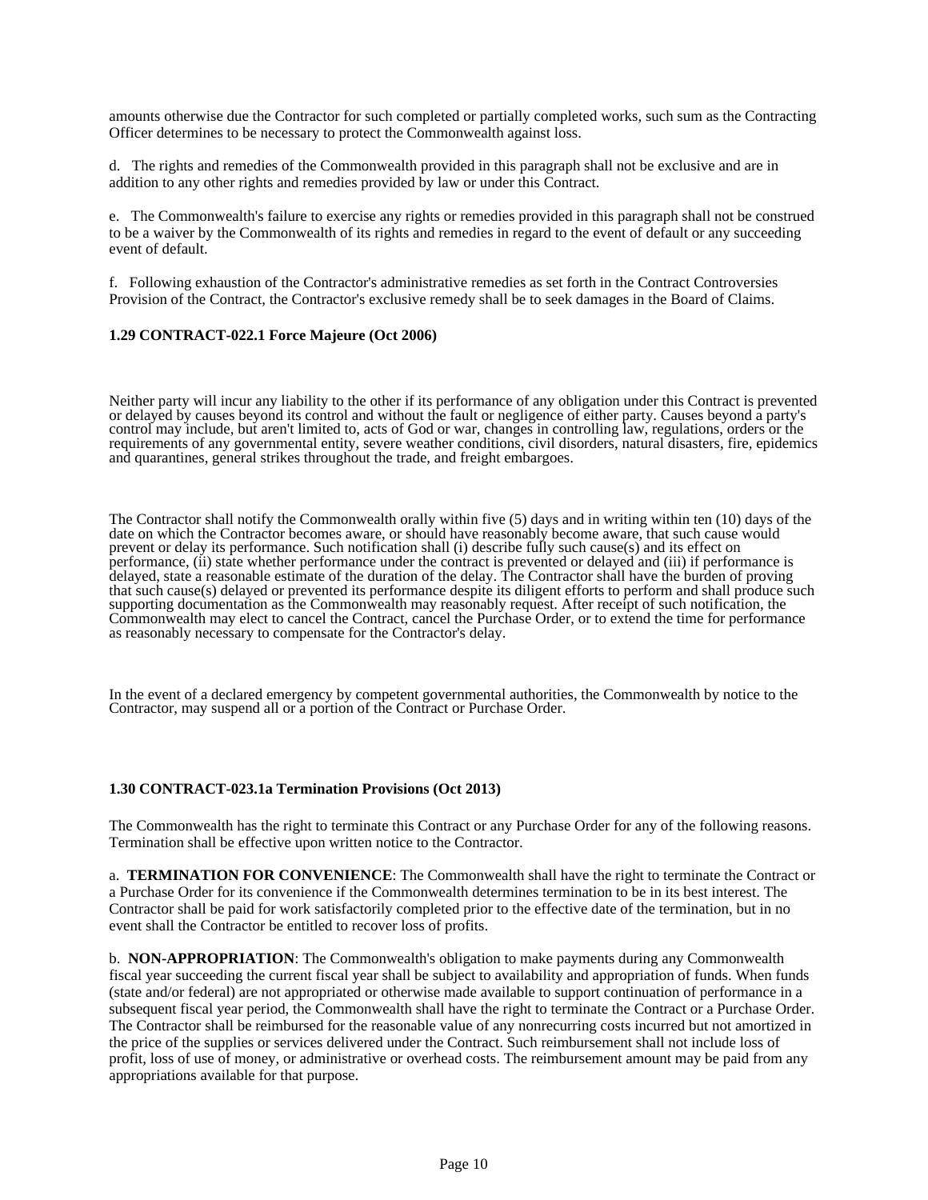amounts otherwise due the Contractor for such completed or partially completed works, such sum as the Contracting Officer determines to be necessary to protect the Commonwealth against loss.

d. The rights and remedies of the Commonwealth provided in this paragraph shall not be exclusive and are in addition to any other rights and remedies provided by law or under this Contract.

e. The Commonwealth's failure to exercise any rights or remedies provided in this paragraph shall not be construed to be a waiver by the Commonwealth of its rights and remedies in regard to the event of default or any succeeding event of default.

f. Following exhaustion of the Contractor's administrative remedies as set forth in the Contract Controversies Provision of the Contract, the Contractor's exclusive remedy shall be to seek damages in the Board of Claims.

**1.29 CONTRACT-022.1 Force Majeure (Oct 2006)**

Neither party will incur any liability to the other if its performance of any obligation under this Contract is prevented or delayed by causes beyond its control and without the fault or negligence of either party. Causes beyond a party's control may include, but aren't limited to, acts of God or war, changes in controlling law, regulations, orders or the requirements of any governmental entity, severe weather conditions, civil disorders, natural disasters, fire, epidemics and quarantines, general strikes throughout the trade, and freight embargoes.

The Contractor shall notify the Commonwealth orally within five (5) days and in writing within ten (10) days of the date on which the Contractor becomes aware, or should have reasonably become aware, that such cause would prevent or delay its performance. Such notification shall (i) describe fully such cause(s) and its effect on performance, (ii) state whether performance under the contract is prevented or delayed and (iii) if performance is delayed, state a reasonable estimate of the duration of the delay. The Contractor shall have the burden of proving that such cause(s) delayed or prevented its performance despite its diligent efforts to perform and shall produce such supporting documentation as the Commonwealth may reasonably request. After receipt of such notification, the Commonwealth may elect to cancel the Contract, cancel the Purchase Order, or to extend the time for performance as reasonably necessary to compensate for the Contractor's delay.

In the event of a declared emergency by competent governmental authorities, the Commonwealth by notice to the Contractor, may suspend all or a portion of the Contract or Purchase Order.

**1.30 CONTRACT-023.1a Termination Provisions (Oct 2013)**

The Commonwealth has the right to terminate this Contract or any Purchase Order for any of the following reasons. Termination shall be effective upon written notice to the Contractor.

a. **TERMINATION FOR CONVENIENCE**: The Commonwealth shall have the right to terminate the Contract or a Purchase Order for its convenience if the Commonwealth determines termination to be in its best interest. The Contractor shall be paid for work satisfactorily completed prior to the effective date of the termination, but in no event shall the Contractor be entitled to recover loss of profits.

b. **NON-APPROPRIATION**: The Commonwealth's obligation to make payments during any Commonwealth fiscal year succeeding the current fiscal year shall be subject to availability and appropriation of funds. When funds (state and/or federal) are not appropriated or otherwise made available to support continuation of performance in a subsequent fiscal year period, the Commonwealth shall have the right to terminate the Contract or a Purchase Order. The Contractor shall be reimbursed for the reasonable value of any nonrecurring costs incurred but not amortized in the price of the supplies or services delivered under the Contract. Such reimbursement shall not include loss of profit, loss of use of money, or administrative or overhead costs. The reimbursement amount may be paid from any appropriations available for that purpose.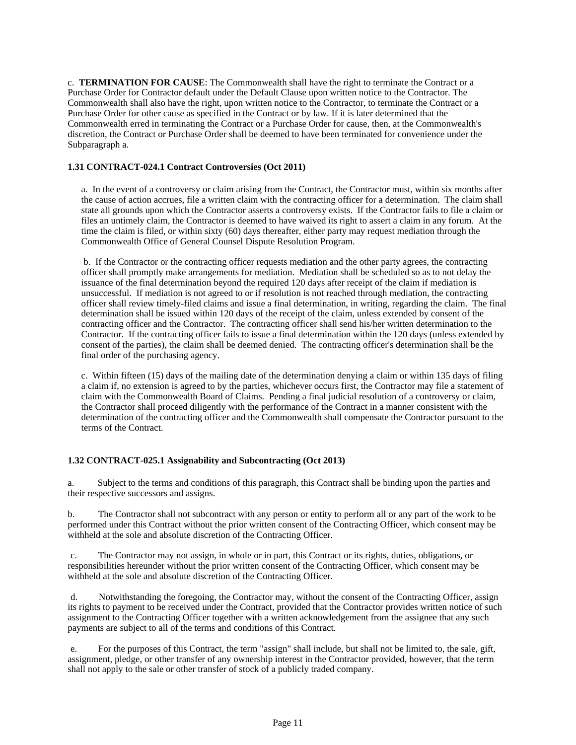c. **TERMINATION FOR CAUSE**: The Commonwealth shall have the right to terminate the Contract or a Purchase Order for Contractor default under the Default Clause upon written notice to the Contractor. The Commonwealth shall also have the right, upon written notice to the Contractor, to terminate the Contract or a Purchase Order for other cause as specified in the Contract or by law. If it is later determined that the Commonwealth erred in terminating the Contract or a Purchase Order for cause, then, at the Commonwealth's discretion, the Contract or Purchase Order shall be deemed to have been terminated for convenience under the Subparagraph a.

### 1.31 CONTRACT-024.1 Contract Controversies (Oct 2011)

a. In the event of a controversy or claim arising from the Contract, the Contractor must, within six months after the cause of action accrues, file a written claim with the contracting officer for a determination. The claim shall state all grounds upon which the Contractor asserts a controversy exists. If the Contractor fails to file a claim or files an untimely claim, the Contractor is deemed to have waived its right to assert a claim in any forum. At the time the claim is filed, or within sixty (60) days thereafter, either party may request mediation through the Commonwealth Office of General Counsel Dispute Resolution Program.

b. If the Contractor or the contracting officer requests mediation and the other party agrees, the contracting officer shall promptly make arrangements for mediation. Mediation shall be scheduled so as to not delay the issuance of the final determination beyond the required 120 days after receipt of the claim if mediation is unsuccessful. If mediation is not agreed to or if resolution is not reached through mediation, the contracting officer shall review timely-filed claims and issue a final determination, in writing, regarding the claim. The final determination shall be issued within 120 days of the receipt of the claim, unless extended by consent of the contracting officer and the Contractor. The contracting officer shall send his/her written determination to the Contractor. If the contracting officer fails to issue a final determination within the 120 days (unless extended by consent of the parties), the claim shall be deemed denied. The contracting officer's determination shall be the final order of the purchasing agency.

c. Within fifteen (15) days of the mailing date of the determination denying a claim or within 135 days of filing a claim if, no extension is agreed to by the parties, whichever occurs first, the Contractor may file a statement of claim with the Commonwealth Board of Claims. Pending a final judicial resolution of a controversy or claim, the Contractor shall proceed diligently with the performance of the Contract in a manner consistent with the determination of the contracting officer and the Commonwealth shall compensate the Contractor pursuant to the terms of the Contract.

### 1.32 CONTRACT-025.1 Assignability and Subcontracting (Oct 2013)

a. Subject to the terms and conditions of this paragraph, this Contract shall be binding upon the parties and their respective successors and assigns.

b. The Contractor shall not subcontract with any person or entity to perform all or any part of the work to be performed under this Contract without the prior written consent of the Contracting Officer, which consent may be withheld at the sole and absolute discretion of the Contracting Officer.

c. The Contractor may not assign, in whole or in part, this Contract or its rights, duties, obligations, or responsibilities hereunder without the prior written consent of the Contracting Officer, which consent may be withheld at the sole and absolute discretion of the Contracting Officer.

d. Notwithstanding the foregoing, the Contractor may, without the consent of the Contracting Officer, assign its rights to payment to be received under the Contract, provided that the Contractor provides written notice of such assignment to the Contracting Officer together with a written acknowledgement from the assignee that any such payments are subject to all of the terms and conditions of this Contract.

e. For the purposes of this Contract, the term "assign" shall include, but shall not be limited to, the sale, gift, assignment, pledge, or other transfer of any ownership interest in the Contractor provided, however, that the term shall not apply to the sale or other transfer of stock of a publicly traded company.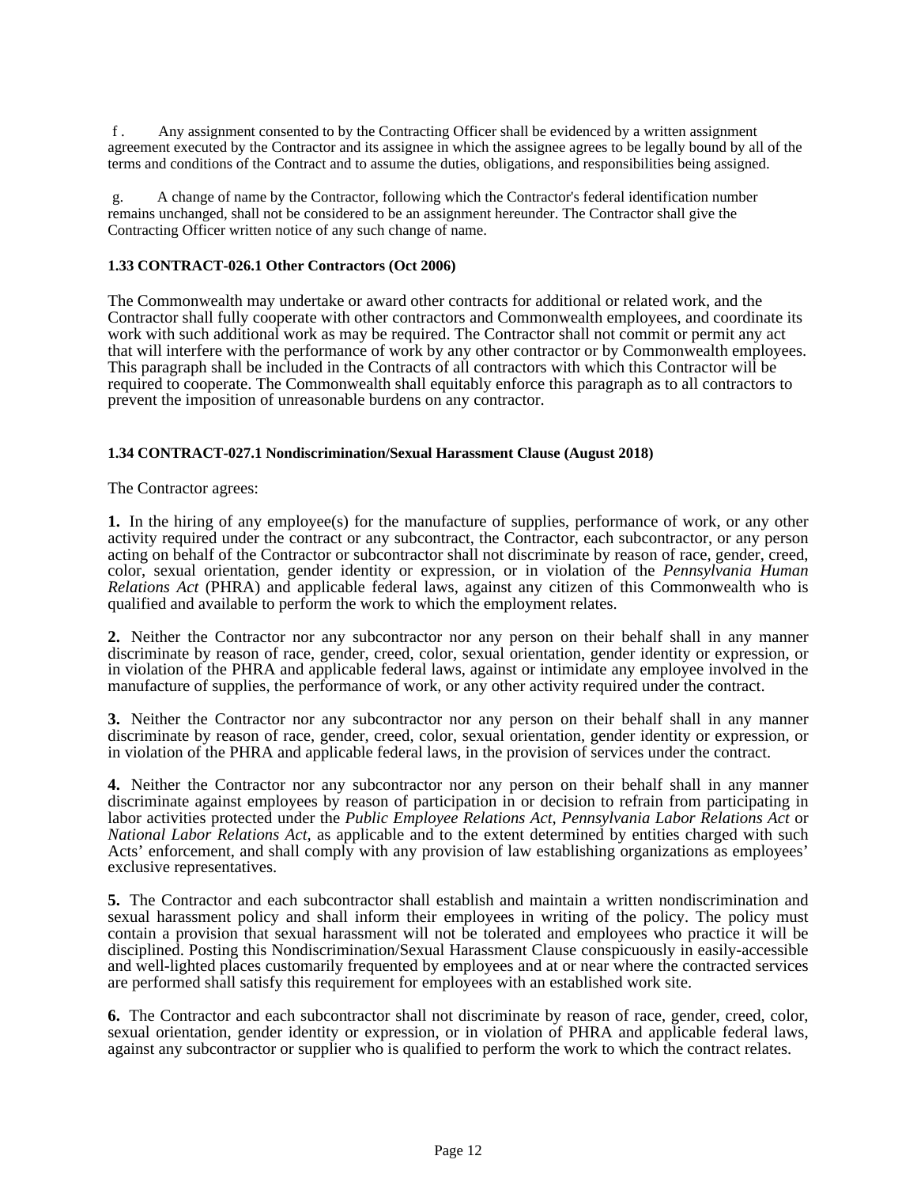f . Any assignment consented to by the Contracting Officer shall be evidenced by a written assignment agreement executed by the Contractor and its assignee in which the assignee agrees to be legally bound by all of the terms and conditions of the Contract and to assume the duties, obligations, and responsibilities being assigned.

g. A change of name by the Contractor, following which the Contractor's federal identification number remains unchanged, shall not be considered to be an assignment hereunder. The Contractor shall give the Contracting Officer written notice of any such change of name.

**1.33 CONTRACT-026.1 Other Contractors (Oct 2006)**

The Commonwealth may undertake or award other contracts for additional or related work, and the Contractor shall fully cooperate with other contractors and Commonwealth employees, and coordinate its work with such additional work as may be required. The Contractor shall not commit or permit any act that will interfere with the performance of work by any other contractor or by Commonwealth employees. This paragraph shall be included in the Contracts of all contractors with which this Contractor will be required to cooperate. The Commonwealth shall equitably enforce this paragraph as to all contractors to prevent the imposition of unreasonable burdens on any contractor.

**1.34 CONTRACT-027.1 Nondiscrimination/Sexual Harassment Clause (August 2018)**

The Contractor agrees:

**1.** In the hiring of any employee(s) for the manufacture of supplies, performance of work, or any other activity required under the contract or any subcontract, the Contractor, each subcontractor, or any person acting on behalf of the Contractor or subcontractor shall not discriminate by reason of race, gender, creed, color, sexual orientation, gender identity or expression, or in violation of the *Pennsylvania Human Relations Act* (PHRA) and applicable federal laws, against any citizen of this Commonwealth who is qualified and available to perform the work to which the employment relates.

**2.** Neither the Contractor nor any subcontractor nor any person on their behalf shall in any manner discriminate by reason of race, gender, creed, color, sexual orientation, gender identity or expression, or in violation of the PHRA and applicable federal laws, against or intimidate any employee involved in the manufacture of supplies, the performance of work, or any other activity required under the contract.

**3.** Neither the Contractor nor any subcontractor nor any person on their behalf shall in any manner discriminate by reason of race, gender, creed, color, sexual orientation, gender identity or expression, or in violation of the PHRA and applicable federal laws, in the provision of services under the contract.

**4.** Neither the Contractor nor any subcontractor nor any person on their behalf shall in any manner discriminate against employees by reason of participation in or decision to refrain from participating in labor activities protected under the *Public Employee Relations Act*, *Pennsylvania Labor Relations Act* or *National Labor Relations Act*, as applicable and to the extent determined by entities charged with such Acts' enforcement, and shall comply with any provision of law establishing organizations as employees' exclusive representatives.

**5.** The Contractor and each subcontractor shall establish and maintain a written nondiscrimination and sexual harassment policy and shall inform their employees in writing of the policy. The policy must contain a provision that sexual harassment will not be tolerated and employees who practice it will be disciplined. Posting this Nondiscrimination/Sexual Harassment Clause conspicuously in easily-accessible and well-lighted places customarily frequented by employees and at or near where the contracted services are performed shall satisfy this requirement for employees with an established work site.

**6.** The Contractor and each subcontractor shall not discriminate by reason of race, gender, creed, color, sexual orientation, gender identity or expression, or in violation of PHRA and applicable federal laws, against any subcontractor or supplier who is qualified to perform the work to which the contract relates.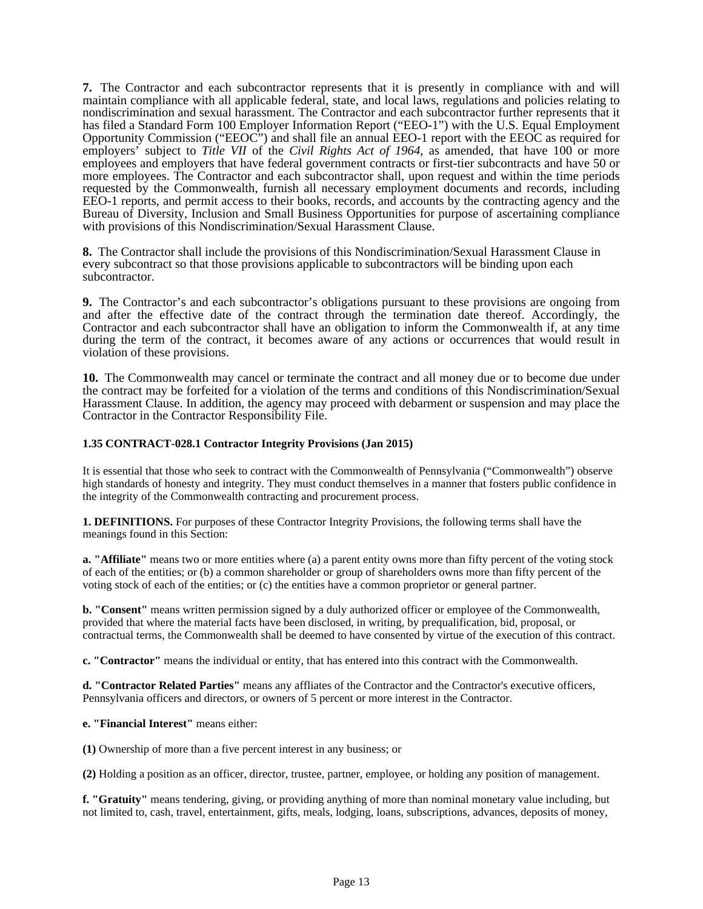**7.** The Contractor and each subcontractor represents that it is presently in compliance with and will maintain compliance with all applicable federal, state, and local laws, regulations and policies relating to nondiscrimination and sexual harassment. The Contractor and each subcontractor further represents that it has filed a Standard Form 100 Employer Information Report ("EEO-1") with the U.S. Equal Employment Opportunity Commission ("EEOC") and shall file an annual EEO-1 report with the EEOC as required for employers' subject to *Title VII* of the *Civil Rights Act of 1964*, as amended, that have 100 or more employees and employers that have federal government contracts or first-tier subcontracts and have 50 or more employees. The Contractor and each subcontractor shall, upon request and within the time periods requested by the Commonwealth, furnish all necessary employment documents and records, including EEO-1 reports, and permit access to their books, records, and accounts by the contracting agency and the Bureau of Diversity, Inclusion and Small Business Opportunities for purpose of ascertaining compliance with provisions of this Nondiscrimination/Sexual Harassment Clause.

**8.** The Contractor shall include the provisions of this Nondiscrimination/Sexual Harassment Clause in every subcontract so that those provisions applicable to subcontractors will be binding upon each subcontractor.

**9.** The Contractor's and each subcontractor's obligations pursuant to these provisions are ongoing from and after the effective date of the contract through the termination date thereof. Accordingly, the Contractor and each subcontractor shall have an obligation to inform the Commonwealth if, at any time during the term of the contract, it becomes aware of any actions or occurrences that would result in violation of these provisions.

**10.** The Commonwealth may cancel or terminate the contract and all money due or to become due under the contract may be forfeited for a violation of the terms and conditions of this Nondiscrimination/Sexual Harassment Clause. In addition, the agency may proceed with debarment or suspension and may place the Contractor in the Contractor Responsibility File.

### 1.35 CONTRACT-028.1 Contractor Integrity Provisions (Jan 2015)

It is essential that those who seek to contract with the Commonwealth of Pennsylvania ("Commonwealth") observe high standards of honesty and integrity. They must conduct themselves in a manner that fosters public confidence in the integrity of the Commonwealth contracting and procurement process.

**1. DEFINITIONS.** For purposes of these Contractor Integrity Provisions, the following terms shall have the meanings found in this Section:

**a. "Affiliate"** means two or more entities where (a) a parent entity owns more than fifty percent of the voting stock of each of the entities; or (b) a common shareholder or group of shareholders owns more than fifty percent of the voting stock of each of the entities; or (c) the entities have a common proprietor or general partner.

**b. "Consent"** means written permission signed by a duly authorized officer or employee of the Commonwealth, provided that where the material facts have been disclosed, in writing, by prequalification, bid, proposal, or contractual terms, the Commonwealth shall be deemed to have consented by virtue of the execution of this contract.

**c. "Contractor"** means the individual or entity, that has entered into this contract with the Commonwealth.

**d. "Contractor Related Parties"** means any affliates of the Contractor and the Contractor's executive officers, Pennsylvania officers and directors, or owners of 5 percent or more interest in the Contractor.

**e. "Financial Interest"** means either:

**(1)** Ownership of more than a five percent interest in any business; or

**(2)** Holding a position as an officer, director, trustee, partner, employee, or holding any position of management.

**f. "Gratuity"** means tendering, giving, or providing anything of more than nominal monetary value including, but not limited to, cash, travel, entertainment, gifts, meals, lodging, loans, subscriptions, advances, deposits of money,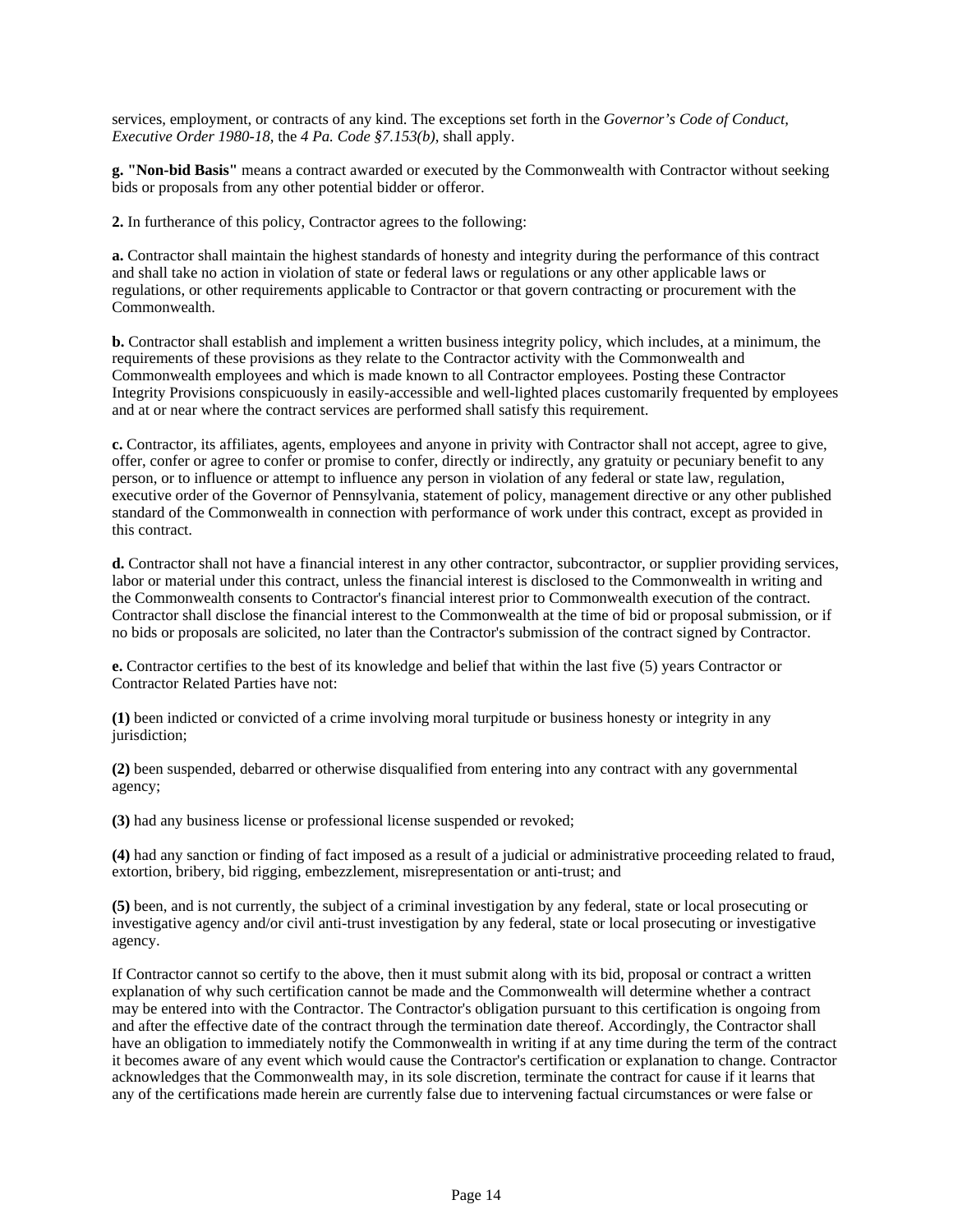services, employment, or contracts of any kind. The exceptions set forth in the *Governor's Code of Conduct, Executive Order 1980-18*, the *4 Pa. Code §7.153(b)*, shall apply.

**g. "Non-bid Basis"** means a contract awarded or executed by the Commonwealth with Contractor without seeking bids or proposals from any other potential bidder or offeror.

**2.** In furtherance of this policy, Contractor agrees to the following:

**a.** Contractor shall maintain the highest standards of honesty and integrity during the performance of this contract and shall take no action in violation of state or federal laws or regulations or any other applicable laws or regulations, or other requirements applicable to Contractor or that govern contracting or procurement with the Commonwealth.

**b.** Contractor shall establish and implement a written business integrity policy, which includes, at a minimum, the requirements of these provisions as they relate to the Contractor activity with the Commonwealth and Commonwealth employees and which is made known to all Contractor employees. Posting these Contractor Integrity Provisions conspicuously in easily-accessible and well-lighted places customarily frequented by employees and at or near where the contract services are performed shall satisfy this requirement.

**c.** Contractor, its affiliates, agents, employees and anyone in privity with Contractor shall not accept, agree to give, offer, confer or agree to confer or promise to confer, directly or indirectly, any gratuity or pecuniary benefit to any person, or to influence or attempt to influence any person in violation of any federal or state law, regulation, executive order of the Governor of Pennsylvania, statement of policy, management directive or any other published standard of the Commonwealth in connection with performance of work under this contract, except as provided in this contract.

**d.** Contractor shall not have a financial interest in any other contractor, subcontractor, or supplier providing services, labor or material under this contract, unless the financial interest is disclosed to the Commonwealth in writing and the Commonwealth consents to Contractor's financial interest prior to Commonwealth execution of the contract. Contractor shall disclose the financial interest to the Commonwealth at the time of bid or proposal submission, or if no bids or proposals are solicited, no later than the Contractor's submission of the contract signed by Contractor.

**e.** Contractor certifies to the best of its knowledge and belief that within the last five (5) years Contractor or Contractor Related Parties have not:

**(1)** been indicted or convicted of a crime involving moral turpitude or business honesty or integrity in any jurisdiction;

**(2)** been suspended, debarred or otherwise disqualified from entering into any contract with any governmental agency;

**(3)** had any business license or professional license suspended or revoked;

**(4)** had any sanction or finding of fact imposed as a result of a judicial or administrative proceeding related to fraud, extortion, bribery, bid rigging, embezzlement, misrepresentation or anti-trust; and

**(5)** been, and is not currently, the subject of a criminal investigation by any federal, state or local prosecuting or investigative agency and/or civil anti-trust investigation by any federal, state or local prosecuting or investigative agency.

If Contractor cannot so certify to the above, then it must submit along with its bid, proposal or contract a written explanation of why such certification cannot be made and the Commonwealth will determine whether a contract may be entered into with the Contractor. The Contractor's obligation pursuant to this certification is ongoing from and after the effective date of the contract through the termination date thereof. Accordingly, the Contractor shall have an obligation to immediately notify the Commonwealth in writing if at any time during the term of the contract it becomes aware of any event which would cause the Contractor's certification or explanation to change. Contractor acknowledges that the Commonwealth may, in its sole discretion, terminate the contract for cause if it learns that any of the certifications made herein are currently false due to intervening factual circumstances or were false or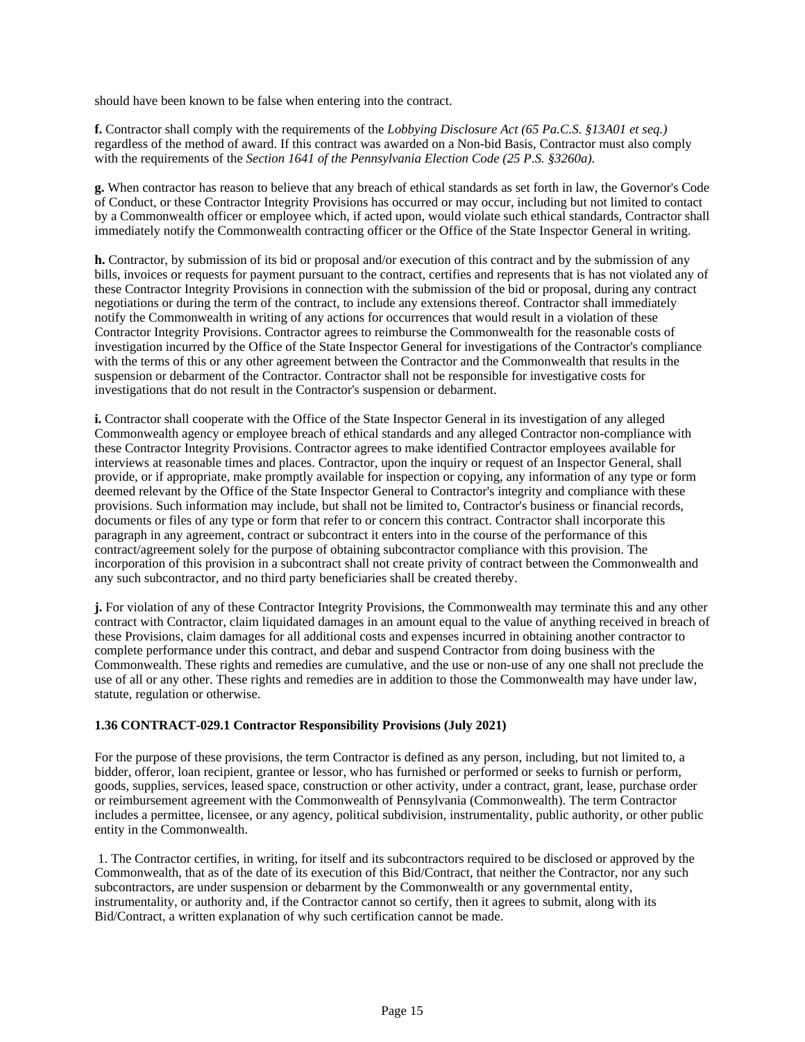should have been known to be false when entering into the contract.

**f.** Contractor shall comply with the requirements of the *Lobbying Disclosure Act (65 Pa.C.S. §13A01 et seq.)* regardless of the method of award. If this contract was awarded on a Non-bid Basis, Contractor must also comply with the requirements of the *Section 1641 of the Pennsylvania Election Code (25 P.S. §3260a).*

**g.** When contractor has reason to believe that any breach of ethical standards as set forth in law, the Governor's Code of Conduct, or these Contractor Integrity Provisions has occurred or may occur, including but not limited to contact by a Commonwealth officer or employee which, if acted upon, would violate such ethical standards, Contractor shall immediately notify the Commonwealth contracting officer or the Office of the State Inspector General in writing.

**h.** Contractor, by submission of its bid or proposal and/or execution of this contract and by the submission of any bills, invoices or requests for payment pursuant to the contract, certifies and represents that is has not violated any of these Contractor Integrity Provisions in connection with the submission of the bid or proposal, during any contract negotiations or during the term of the contract, to include any extensions thereof. Contractor shall immediately notify the Commonwealth in writing of any actions for occurrences that would result in a violation of these Contractor Integrity Provisions. Contractor agrees to reimburse the Commonwealth for the reasonable costs of investigation incurred by the Office of the State Inspector General for investigations of the Contractor's compliance with the terms of this or any other agreement between the Contractor and the Commonwealth that results in the suspension or debarment of the Contractor. Contractor shall not be responsible for investigative costs for investigations that do not result in the Contractor's suspension or debarment.

**i.** Contractor shall cooperate with the Office of the State Inspector General in its investigation of any alleged Commonwealth agency or employee breach of ethical standards and any alleged Contractor non-compliance with these Contractor Integrity Provisions. Contractor agrees to make identified Contractor employees available for interviews at reasonable times and places. Contractor, upon the inquiry or request of an Inspector General, shall provide, or if appropriate, make promptly available for inspection or copying, any information of any type or form deemed relevant by the Office of the State Inspector General to Contractor's integrity and compliance with these provisions. Such information may include, but shall not be limited to, Contractor's business or financial records, documents or files of any type or form that refer to or concern this contract. Contractor shall incorporate this paragraph in any agreement, contract or subcontract it enters into in the course of the performance of this contract/agreement solely for the purpose of obtaining subcontractor compliance with this provision. The incorporation of this provision in a subcontract shall not create privity of contract between the Commonwealth and any such subcontractor, and no third party beneficiaries shall be created thereby.

**j.** For violation of any of these Contractor Integrity Provisions, the Commonwealth may terminate this and any other contract with Contractor, claim liquidated damages in an amount equal to the value of anything received in breach of these Provisions, claim damages for all additional costs and expenses incurred in obtaining another contractor to complete performance under this contract, and debar and suspend Contractor from doing business with the Commonwealth. These rights and remedies are cumulative, and the use or non-use of any one shall not preclude the use of all or any other. These rights and remedies are in addition to those the Commonwealth may have under law, statute, regulation or otherwise.

### 1.36 CONTRACT-029.1 Contractor Responsibility Provisions (July 2021)

For the purpose of these provisions, the term Contractor is defined as any person, including, but not limited to, a bidder, offeror, loan recipient, grantee or lessor, who has furnished or performed or seeks to furnish or perform, goods, supplies, services, leased space, construction or other activity, under a contract, grant, lease, purchase order or reimbursement agreement with the Commonwealth of Pennsylvania (Commonwealth). The term Contractor includes a permittee, licensee, or any agency, political subdivision, instrumentality, public authority, or other public entity in the Commonwealth.

1. The Contractor certifies, in writing, for itself and its subcontractors required to be disclosed or approved by the Commonwealth, that as of the date of its execution of this Bid/Contract, that neither the Contractor, nor any such subcontractors, are under suspension or debarment by the Commonwealth or any governmental entity, instrumentality, or authority and, if the Contractor cannot so certify, then it agrees to submit, along with its Bid/Contract, a written explanation of why such certification cannot be made.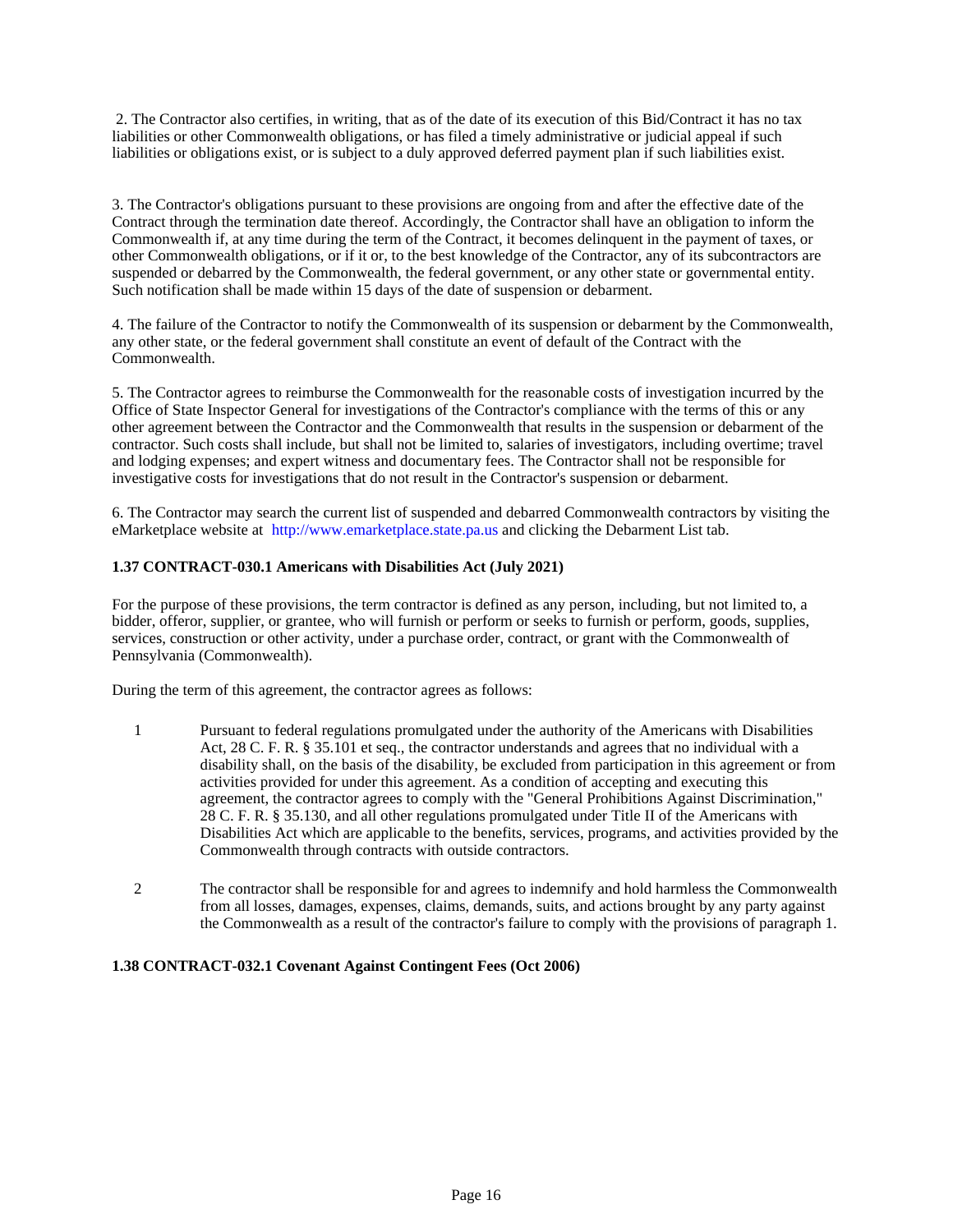2. The Contractor also certifies, in writing, that as of the date of its execution of this Bid/Contract it has no tax liabilities or other Commonwealth obligations, or has filed a timely administrative or judicial appeal if such liabilities or obligations exist, or is subject to a duly approved deferred payment plan if such liabilities exist.

3. The Contractor's obligations pursuant to these provisions are ongoing from and after the effective date of the Contract through the termination date thereof. Accordingly, the Contractor shall have an obligation to inform the Commonwealth if, at any time during the term of the Contract, it becomes delinquent in the payment of taxes, or other Commonwealth obligations, or if it or, to the best knowledge of the Contractor, any of its subcontractors are suspended or debarred by the Commonwealth, the federal government, or any other state or governmental entity. Such notification shall be made within 15 days of the date of suspension or debarment.

4. The failure of the Contractor to notify the Commonwealth of its suspension or debarment by the Commonwealth, any other state, or the federal government shall constitute an event of default of the Contract with the Commonwealth.

5. The Contractor agrees to reimburse the Commonwealth for the reasonable costs of investigation incurred by the Office of State Inspector General for investigations of the Contractor's compliance with the terms of this or any other agreement between the Contractor and the Commonwealth that results in the suspension or debarment of the contractor. Such costs shall include, but shall not be limited to, salaries of investigators, including overtime; travel and lodging expenses; and expert witness and documentary fees. The Contractor shall not be responsible for investigative costs for investigations that do not result in the Contractor's suspension or debarment.

6. The Contractor may search the current list of suspended and debarred Commonwealth contractors by visiting the eMarketplace website at http://www.emarketplace.state.pa.us and clicking the Debarment List tab.

**1.37 CONTRACT-030.1 Americans with Disabilities Act (July 2021)**

For the purpose of these provisions, the term contractor is defined as any person, including, but not limited to, a bidder, offeror, supplier, or grantee, who will furnish or perform or seeks to furnish or perform, goods, supplies, services, construction or other activity, under a purchase order, contract, or grant with the Commonwealth of Pennsylvania (Commonwealth).

During the term of this agreement, the contractor agrees as follows:

1. Pursuant to federal regulations promulgated under the authority of the Americans with Disabilities Act, 28 C. F. R. § 35.101 et seq., the contractor understands and agrees that no individual with a disability shall, on the basis of the disability, be excluded from participation in this agreement or from activities provided for under this agreement. As a condition of accepting and executing this agreement, the contractor agrees to comply with the "General Prohibitions Against Discrimination," 28 C. F. R. § 35.130, and all other regulations promulgated under Title II of the Americans with Disabilities Act which are applicable to the benefits, services, programs, and activities provided by the Commonwealth through contracts with outside contractors.

2. The contractor shall be responsible for and agrees to indemnify and hold harmless the Commonwealth from all losses, damages, expenses, claims, demands, suits, and actions brought by any party against the Commonwealth as a result of the contractor's failure to comply with the provisions of paragraph 1.

**1.38 CONTRACT-032.1 Covenant Against Contingent Fees (Oct 2006)**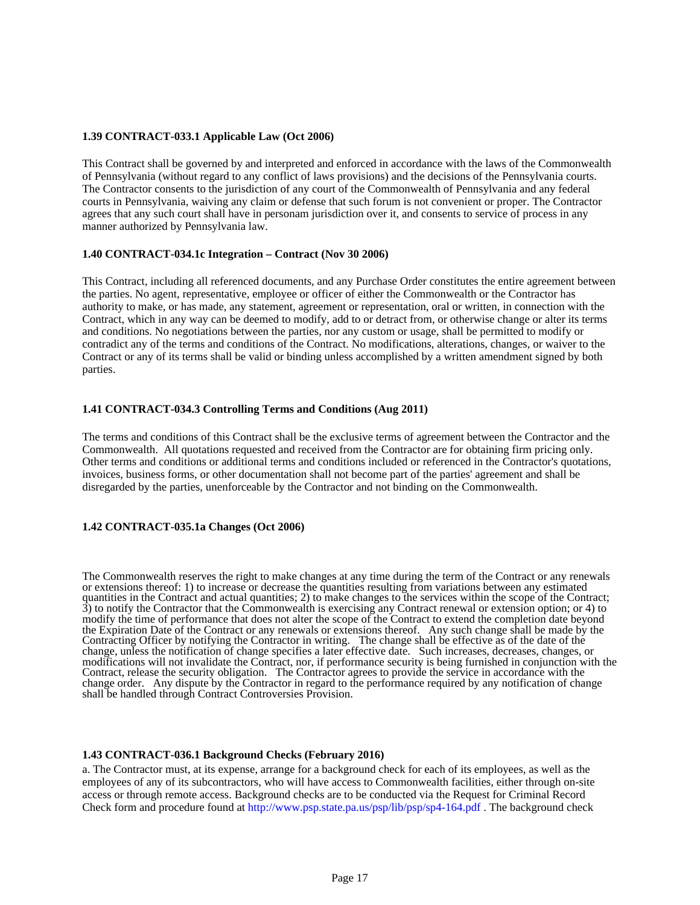### 1.39 CONTRACT-033.1 Applicable Law (Oct 2006)

This Contract shall be governed by and interpreted and enforced in accordance with the laws of the Commonwealth of Pennsylvania (without regard to any conflict of laws provisions) and the decisions of the Pennsylvania courts. The Contractor consents to the jurisdiction of any court of the Commonwealth of Pennsylvania and any federal courts in Pennsylvania, waiving any claim or defense that such forum is not convenient or proper. The Contractor agrees that any such court shall have in personam jurisdiction over it, and consents to service of process in any manner authorized by Pennsylvania law.

### 1.40 CONTRACT-034.1c Integration – Contract (Nov 30 2006)

This Contract, including all referenced documents, and any Purchase Order constitutes the entire agreement between the parties. No agent, representative, employee or officer of either the Commonwealth or the Contractor has authority to make, or has made, any statement, agreement or representation, oral or written, in connection with the Contract, which in any way can be deemed to modify, add to or detract from, or otherwise change or alter its terms and conditions. No negotiations between the parties, nor any custom or usage, shall be permitted to modify or contradict any of the terms and conditions of the Contract. No modifications, alterations, changes, or waiver to the Contract or any of its terms shall be valid or binding unless accomplished by a written amendment signed by both parties.

### 1.41 CONTRACT-034.3 Controlling Terms and Conditions (Aug 2011)

The terms and conditions of this Contract shall be the exclusive terms of agreement between the Contractor and the Commonwealth. All quotations requested and received from the Contractor are for obtaining firm pricing only. Other terms and conditions or additional terms and conditions included or referenced in the Contractor's quotations, invoices, business forms, or other documentation shall not become part of the parties' agreement and shall be disregarded by the parties, unenforceable by the Contractor and not binding on the Commonwealth.

### 1.42 CONTRACT-035.1a Changes (Oct 2006)

The Commonwealth reserves the right to make changes at any time during the term of the Contract or any renewals or extensions thereof: 1) to increase or decrease the quantities resulting from variations between any estimated quantities in the Contract and actual quantities; 2) to make changes to the services within the scope of the Contract; 3) to notify the Contractor that the Commonwealth is exercising any Contract renewal or extension option; or 4) to modify the time of performance that does not alter the scope of the Contract to extend the completion date beyond the Expiration Date of the Contract or any renewals or extensions thereof. Any such change shall be made by the Contracting Officer by notifying the Contractor in writing. The change shall be effective as of the date of the change, unless the notification of change specifies a later effective date. Such increases, decreases, changes, or modifications will not invalidate the Contract, nor, if performance security is being furnished in conjunction with the Contract, release the security obligation. The Contractor agrees to provide the service in accordance with the change order. Any dispute by the Contractor in regard to the performance required by any notification of change shall be handled through Contract Controversies Provision.

### 1.43 CONTRACT-036.1 Background Checks (February 2016)

a. The Contractor must, at its expense, arrange for a background check for each of its employees, as well as the employees of any of its subcontractors, who will have access to Commonwealth facilities, either through on-site access or through remote access. Background checks are to be conducted via the Request for Criminal Record Check form and procedure found at http://www.psp.state.pa.us/psp/lib/psp/sp4-164.pdf . The background check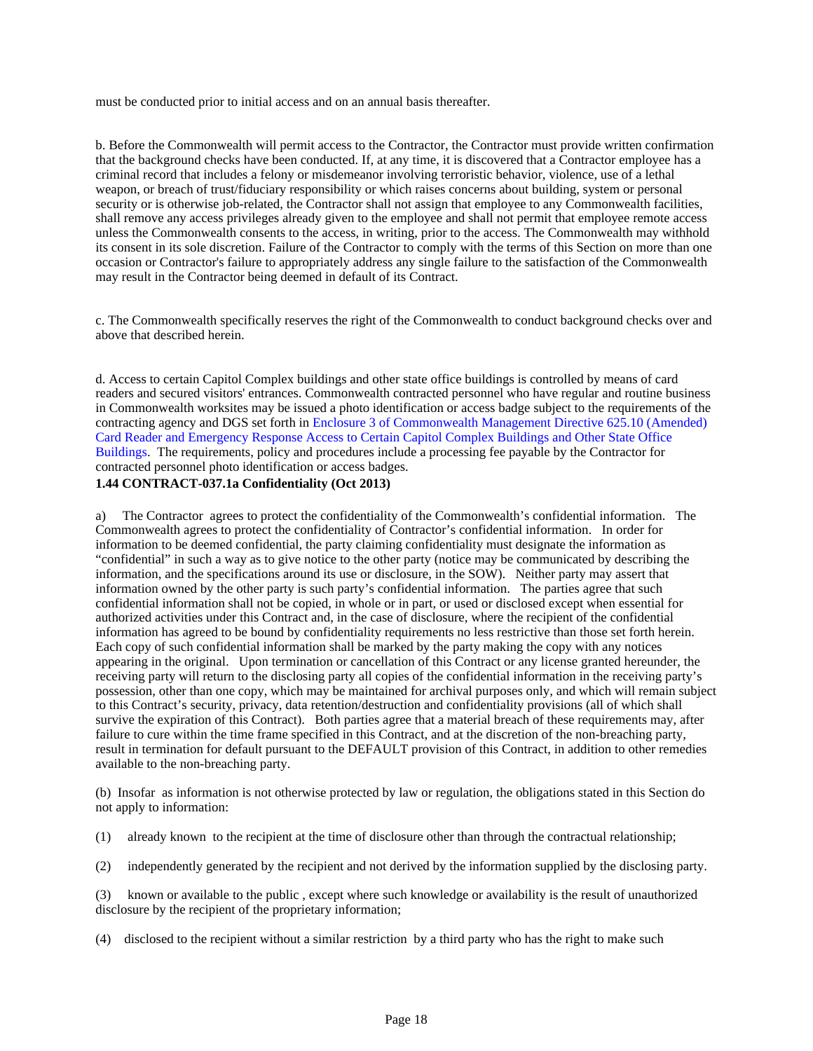must be conducted prior to initial access and on an annual basis thereafter.

b. Before the Commonwealth will permit access to the Contractor, the Contractor must provide written confirmation that the background checks have been conducted. If, at any time, it is discovered that a Contractor employee has a criminal record that includes a felony or misdemeanor involving terroristic behavior, violence, use of a lethal weapon, or breach of trust/fiduciary responsibility or which raises concerns about building, system or personal security or is otherwise job-related, the Contractor shall not assign that employee to any Commonwealth facilities, shall remove any access privileges already given to the employee and shall not permit that employee remote access unless the Commonwealth consents to the access, in writing, prior to the access. The Commonwealth may withhold its consent in its sole discretion. Failure of the Contractor to comply with the terms of this Section on more than one occasion or Contractor's failure to appropriately address any single failure to the satisfaction of the Commonwealth may result in the Contractor being deemed in default of its Contract.

c. The Commonwealth specifically reserves the right of the Commonwealth to conduct background checks over and above that described herein.

d. Access to certain Capitol Complex buildings and other state office buildings is controlled by means of card readers and secured visitors' entrances. Commonwealth contracted personnel who have regular and routine business in Commonwealth worksites may be issued a photo identification or access badge subject to the requirements of the contracting agency and DGS set forth in Enclosure 3 of Commonwealth Management Directive 625.10 (Amended) Card Reader and Emergency Response Access to Certain Capitol Complex Buildings and Other State Office Buildings. The requirements, policy and procedures include a processing fee payable by the Contractor for contracted personnel photo identification or access badges.

**1.44 CONTRACT-037.1a Confidentiality (Oct 2013)**

a) The Contractor agrees to protect the confidentiality of the Commonwealth's confidential information. The Commonwealth agrees to protect the confidentiality of Contractor's confidential information. In order for information to be deemed confidential, the party claiming confidentiality must designate the information as "confidential" in such a way as to give notice to the other party (notice may be communicated by describing the information, and the specifications around its use or disclosure, in the SOW). Neither party may assert that information owned by the other party is such party's confidential information. The parties agree that such confidential information shall not be copied, in whole or in part, or used or disclosed except when essential for authorized activities under this Contract and, in the case of disclosure, where the recipient of the confidential information has agreed to be bound by confidentiality requirements no less restrictive than those set forth herein. Each copy of such confidential information shall be marked by the party making the copy with any notices appearing in the original. Upon termination or cancellation of this Contract or any license granted hereunder, the receiving party will return to the disclosing party all copies of the confidential information in the receiving party's possession, other than one copy, which may be maintained for archival purposes only, and which will remain subject to this Contract's security, privacy, data retention/destruction and confidentiality provisions (all of which shall survive the expiration of this Contract). Both parties agree that a material breach of these requirements may, after failure to cure within the time frame specified in this Contract, and at the discretion of the non-breaching party, result in termination for default pursuant to the DEFAULT provision of this Contract, in addition to other remedies available to the non-breaching party.

(b) Insofar as information is not otherwise protected by law or regulation, the obligations stated in this Section do not apply to information:

(1) already known to the recipient at the time of disclosure other than through the contractual relationship;

(2) independently generated by the recipient and not derived by the information supplied by the disclosing party.

(3) known or available to the public , except where such knowledge or availability is the result of unauthorized disclosure by the recipient of the proprietary information;

(4) disclosed to the recipient without a similar restriction by a third party who has the right to make such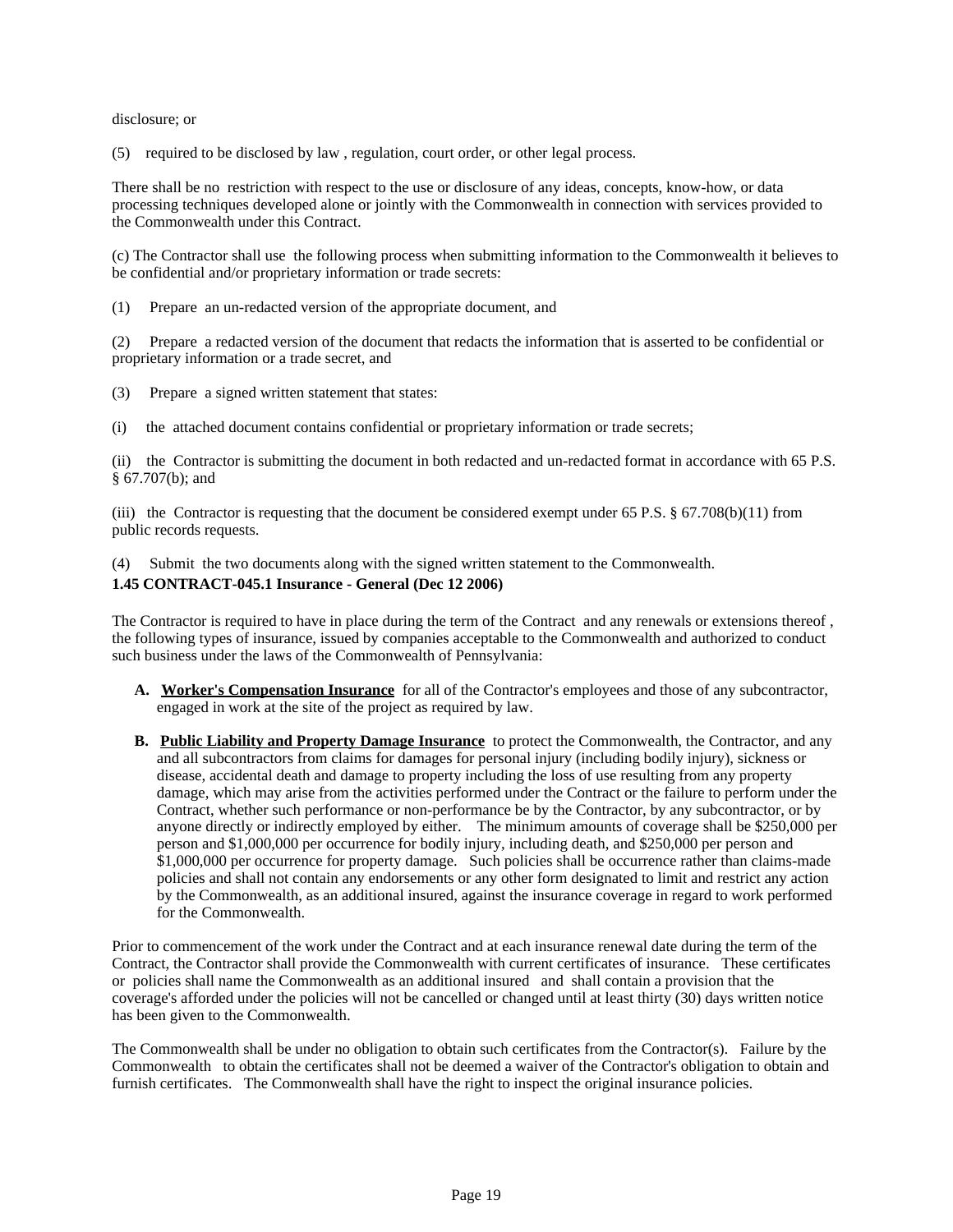disclosure; or

(5) required to be disclosed by law , regulation, court order, or other legal process.

There shall be no restriction with respect to the use or disclosure of any ideas, concepts, know-how, or data processing techniques developed alone or jointly with the Commonwealth in connection with services provided to the Commonwealth under this Contract.

(c) The Contractor shall use the following process when submitting information to the Commonwealth it believes to be confidential and/or proprietary information or trade secrets:

(1) Prepare an un-redacted version of the appropriate document, and

(2) Prepare a redacted version of the document that redacts the information that is asserted to be confidential or proprietary information or a trade secret, and

(3) Prepare a signed written statement that states:

(i) the attached document contains confidential or proprietary information or trade secrets;

(ii) the Contractor is submitting the document in both redacted and un-redacted format in accordance with 65 P.S. § 67.707(b); and

(iii) the Contractor is requesting that the document be considered exempt under 65 P.S. § 67.708(b)(11) from public records requests.

(4) Submit the two documents along with the signed written statement to the Commonwealth.

**1.45 CONTRACT-045.1 Insurance - General (Dec 12 2006)**

The Contractor is required to have in place during the term of the Contract and any renewals or extensions thereof , the following types of insurance, issued by companies acceptable to the Commonwealth and authorized to conduct such business under the laws of the Commonwealth of Pennsylvania:

A. **Worker's Compensation Insurance** for all of the Contractor's employees and those of any subcontractor, engaged in work at the site of the project as required by law.

B. **Public Liability and Property Damage Insurance** to protect the Commonwealth, the Contractor, and any and all subcontractors from claims for damages for personal injury (including bodily injury), sickness or disease, accidental death and damage to property including the loss of use resulting from any property damage, which may arise from the activities performed under the Contract or the failure to perform under the Contract, whether such performance or non-performance be by the Contractor, by any subcontractor, or by anyone directly or indirectly employed by either. The minimum amounts of coverage shall be $250,000 per person and $1,000,000 per occurrence for bodily injury, including death, and $250,000 per person and $1,000,000 per occurrence for property damage. Such policies shall be occurrence rather than claims-made policies and shall not contain any endorsements or any other form designated to limit and restrict any action by the Commonwealth, as an additional insured, against the insurance coverage in regard to work performed for the Commonwealth.

Prior to commencement of the work under the Contract and at each insurance renewal date during the term of the Contract, the Contractor shall provide the Commonwealth with current certificates of insurance. These certificates or policies shall name the Commonwealth as an additional insured and shall contain a provision that the coverage's afforded under the policies will not be cancelled or changed until at least thirty (30) days written notice has been given to the Commonwealth.

The Commonwealth shall be under no obligation to obtain such certificates from the Contractor(s). Failure by the Commonwealth to obtain the certificates shall not be deemed a waiver of the Contractor's obligation to obtain and furnish certificates. The Commonwealth shall have the right to inspect the original insurance policies.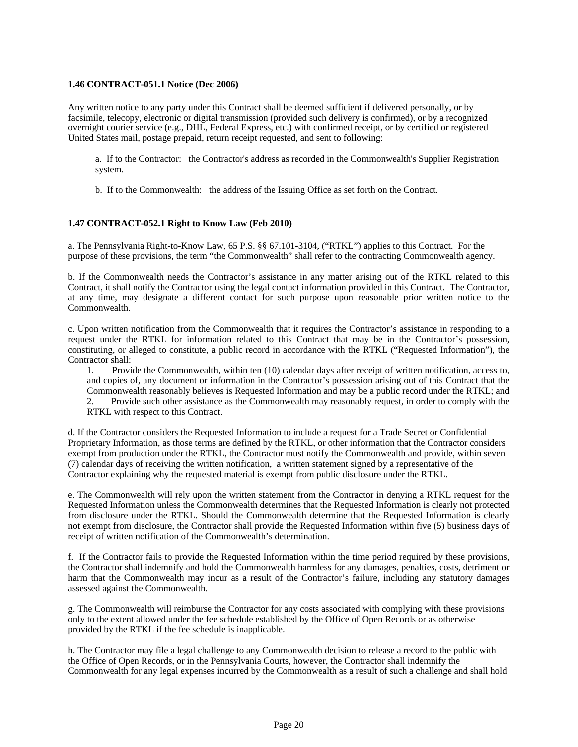**1.46 CONTRACT-051.1 Notice (Dec 2006)**

Any written notice to any party under this Contract shall be deemed sufficient if delivered personally, or by facsimile, telecopy, electronic or digital transmission (provided such delivery is confirmed), or by a recognized overnight courier service (e.g., DHL, Federal Express, etc.) with confirmed receipt, or by certified or registered United States mail, postage prepaid, return receipt requested, and sent to following:

a. If to the Contractor: the Contractor's address as recorded in the Commonwealth's Supplier Registration system.

b. If to the Commonwealth: the address of the Issuing Office as set forth on the Contract.

**1.47 CONTRACT-052.1 Right to Know Law (Feb 2010)**

a. The Pennsylvania Right-to-Know Law, 65 P.S. §§ 67.101-3104, ("RTKL") applies to this Contract. For the purpose of these provisions, the term "the Commonwealth" shall refer to the contracting Commonwealth agency.

b. If the Commonwealth needs the Contractor's assistance in any matter arising out of the RTKL related to this Contract, it shall notify the Contractor using the legal contact information provided in this Contract. The Contractor, at any time, may designate a different contact for such purpose upon reasonable prior written notice to the Commonwealth.

c. Upon written notification from the Commonwealth that it requires the Contractor's assistance in responding to a request under the RTKL for information related to this Contract that may be in the Contractor's possession, constituting, or alleged to constitute, a public record in accordance with the RTKL ("Requested Information"), the Contractor shall:

1. Provide the Commonwealth, within ten (10) calendar days after receipt of written notification, access to, and copies of, any document or information in the Contractor's possession arising out of this Contract that the Commonwealth reasonably believes is Requested Information and may be a public record under the RTKL; and
2. Provide such other assistance as the Commonwealth may reasonably request, in order to comply with the RTKL with respect to this Contract.

d. If the Contractor considers the Requested Information to include a request for a Trade Secret or Confidential Proprietary Information, as those terms are defined by the RTKL, or other information that the Contractor considers exempt from production under the RTKL, the Contractor must notify the Commonwealth and provide, within seven (7) calendar days of receiving the written notification, a written statement signed by a representative of the Contractor explaining why the requested material is exempt from public disclosure under the RTKL.

e. The Commonwealth will rely upon the written statement from the Contractor in denying a RTKL request for the Requested Information unless the Commonwealth determines that the Requested Information is clearly not protected from disclosure under the RTKL. Should the Commonwealth determine that the Requested Information is clearly not exempt from disclosure, the Contractor shall provide the Requested Information within five (5) business days of receipt of written notification of the Commonwealth's determination.

f. If the Contractor fails to provide the Requested Information within the time period required by these provisions, the Contractor shall indemnify and hold the Commonwealth harmless for any damages, penalties, costs, detriment or harm that the Commonwealth may incur as a result of the Contractor's failure, including any statutory damages assessed against the Commonwealth.

g. The Commonwealth will reimburse the Contractor for any costs associated with complying with these provisions only to the extent allowed under the fee schedule established by the Office of Open Records or as otherwise provided by the RTKL if the fee schedule is inapplicable.

h. The Contractor may file a legal challenge to any Commonwealth decision to release a record to the public with the Office of Open Records, or in the Pennsylvania Courts, however, the Contractor shall indemnify the Commonwealth for any legal expenses incurred by the Commonwealth as a result of such a challenge and shall hold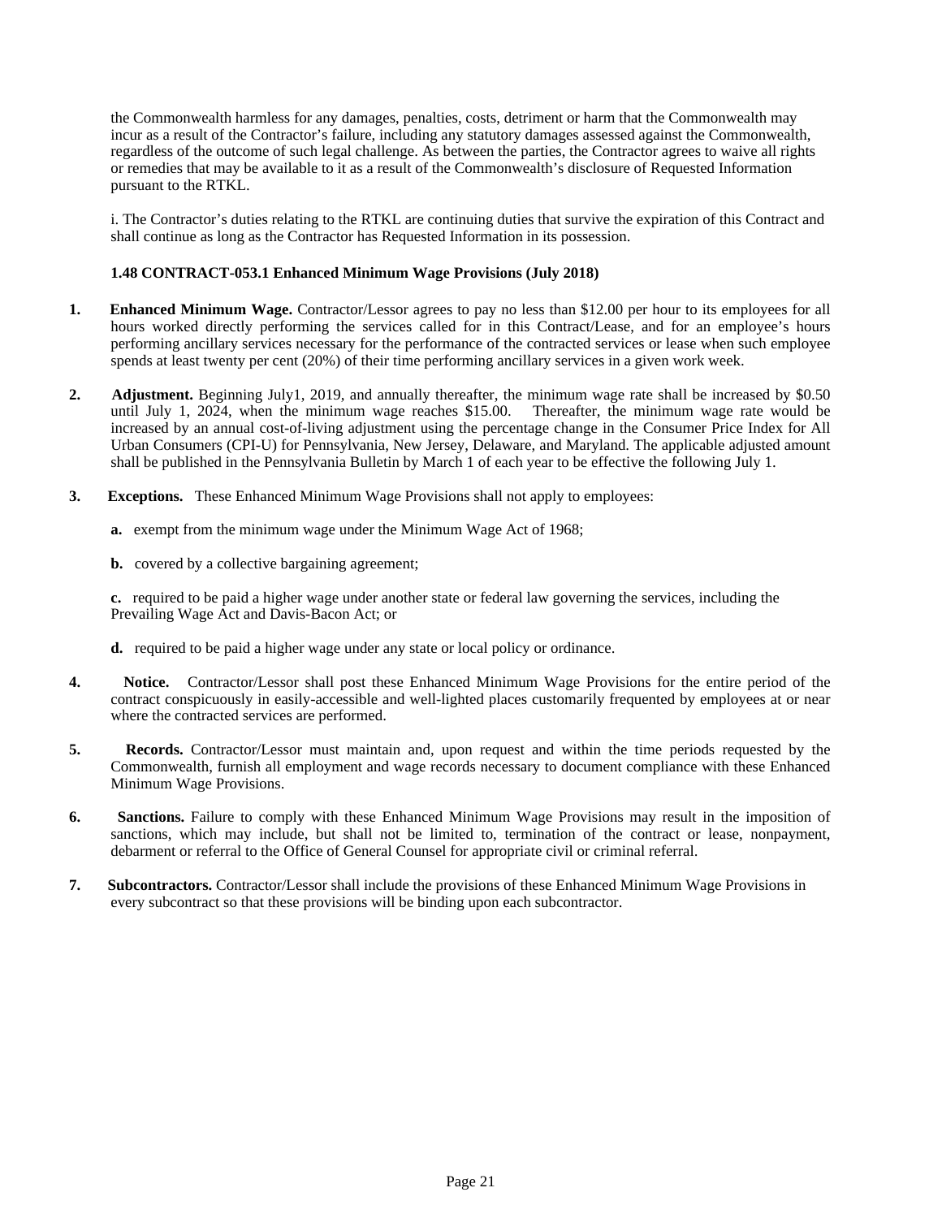the Commonwealth harmless for any damages, penalties, costs, detriment or harm that the Commonwealth may incur as a result of the Contractor's failure, including any statutory damages assessed against the Commonwealth, regardless of the outcome of such legal challenge. As between the parties, the Contractor agrees to waive all rights or remedies that may be available to it as a result of the Commonwealth's disclosure of Requested Information pursuant to the RTKL.

i. The Contractor's duties relating to the RTKL are continuing duties that survive the expiration of this Contract and shall continue as long as the Contractor has Requested Information in its possession.

**1.48 CONTRACT-053.1 Enhanced Minimum Wage Provisions (July 2018)**

1. **Enhanced Minimum Wage.** Contractor/Lessor agrees to pay no less than $12.00 per hour to its employees for all hours worked directly performing the services called for in this Contract/Lease, and for an employee's hours performing ancillary services necessary for the performance of the contracted services or lease when such employee spends at least twenty per cent (20%) of their time performing ancillary services in a given work week.

2. **Adjustment.** Beginning July1, 2019, and annually thereafter, the minimum wage rate shall be increased by $0.50 until July 1, 2024, when the minimum wage reaches $15.00. Thereafter, the minimum wage rate would be increased by an annual cost-of-living adjustment using the percentage change in the Consumer Price Index for All Urban Consumers (CPI-U) for Pennsylvania, New Jersey, Delaware, and Maryland. The applicable adjusted amount shall be published in the Pennsylvania Bulletin by March 1 of each year to be effective the following July 1.

3. **Exceptions.** These Enhanced Minimum Wage Provisions shall not apply to employees:

   **a.** exempt from the minimum wage under the Minimum Wage Act of 1968;

   **b.** covered by a collective bargaining agreement;

   **c.** required to be paid a higher wage under another state or federal law governing the services, including the Prevailing Wage Act and Davis-Bacon Act; or

   **d.** required to be paid a higher wage under any state or local policy or ordinance.

4. **Notice.** Contractor/Lessor shall post these Enhanced Minimum Wage Provisions for the entire period of the contract conspicuously in easily-accessible and well-lighted places customarily frequented by employees at or near where the contracted services are performed.

5. **Records.** Contractor/Lessor must maintain and, upon request and within the time periods requested by the Commonwealth, furnish all employment and wage records necessary to document compliance with these Enhanced Minimum Wage Provisions.

6. **Sanctions.** Failure to comply with these Enhanced Minimum Wage Provisions may result in the imposition of sanctions, which may include, but shall not be limited to, termination of the contract or lease, nonpayment, debarment or referral to the Office of General Counsel for appropriate civil or criminal referral.

7. **Subcontractors.** Contractor/Lessor shall include the provisions of these Enhanced Minimum Wage Provisions in every subcontract so that these provisions will be binding upon each subcontractor.